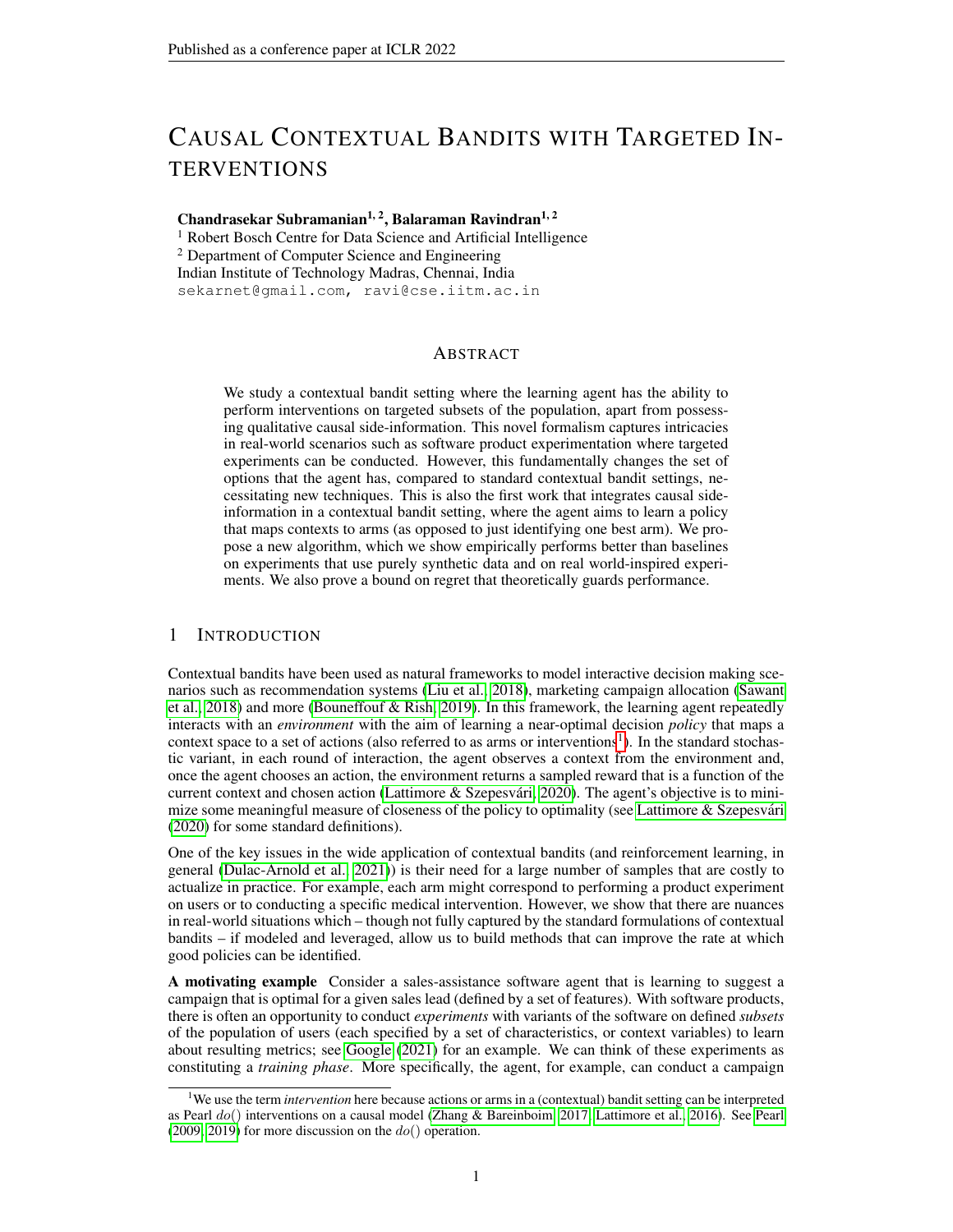# Causal Contextual Bandits with Targeted Interventions

**Chandrasekar Subramanian[1, 2], Balaraman Ravindran[1, 2]**

[1] Robert Bosch Centre for Data Science and Artificial Intelligence
[2] Department of Computer Science and Engineering
Indian Institute of Technology Madras, Chennai, India
sekarnet@gmail.com, ravi@cse.iitm.ac.in

## Abstract

We study a contextual bandit setting where the learning agent has the ability to perform interventions on targeted subsets of the population, apart from possessing qualitative causal side-information. This novel formalism captures intricacies in real-world scenarios such as software product experimentation where targeted experiments can be conducted. However, this fundamentally changes the set of options that the agent has, compared to standard contextual bandit settings, necessitating new techniques. This is also the first work that integrates causal side-information in a contextual bandit setting, where the agent aims to learn a policy that maps contexts to arms (as opposed to just identifying one best arm). We propose a new algorithm, which we show empirically performs better than baselines on experiments that use purely synthetic data and on real world-inspired experiments. We also prove a bound on regret that theoretically guards performance.

## 1 Introduction

Contextual bandits have been used as natural frameworks to model interactive decision making scenarios such as recommendation systems (Liu et al., 2018), marketing campaign allocation (Sawant et al., 2018) and more (Bouneffouf & Rish, 2019). In this framework, the learning agent repeatedly interacts with an *environment* with the aim of learning a near-optimal decision *policy* that maps a context space to a set of actions (also referred to as arms or interventions[1]). In the standard stochastic variant, in each round of interaction, the agent observes a context from the environment and, once the agent chooses an action, the environment returns a sampled reward that is a function of the current context and chosen action (Lattimore & Szepesvári, 2020). The agent's objective is to minimize some meaningful measure of closeness of the policy to optimality (see Lattimore & Szepesvári (2020) for some standard definitions).

One of the key issues in the wide application of contextual bandits (and reinforcement learning, in general (Dulac-Arnold et al., 2021)) is their need for a large number of samples that are costly to actualize in practice. For example, each arm might correspond to performing a product experiment on users or to conducting a specific medical intervention. However, we show that there are nuances in real-world situations which – though not fully captured by the standard formulations of contextual bandits – if modeled and leveraged, allow us to build methods that can improve the rate at which good policies can be identified.

**A motivating example** Consider a sales-assistance software agent that is learning to suggest a campaign that is optimal for a given sales lead (defined by a set of features). With software products, there is often an opportunity to conduct *experiments* with variants of the software on defined *subsets* of the population of users (each specified by a set of characteristics, or context variables) to learn about resulting metrics; see Google (2021) for an example. We can think of these experiments as constituting a *training phase*. More specifically, the agent, for example, can conduct a campaign

[1] We use the term *intervention* here because actions or arms in a (contextual) bandit setting can be interpreted as Pearl $do()$ interventions on a causal model (Zhang & Bareinboim, 2017; Lattimore et al., 2016). See Pearl (2009; 2019) for more discussion on the $do()$ operation.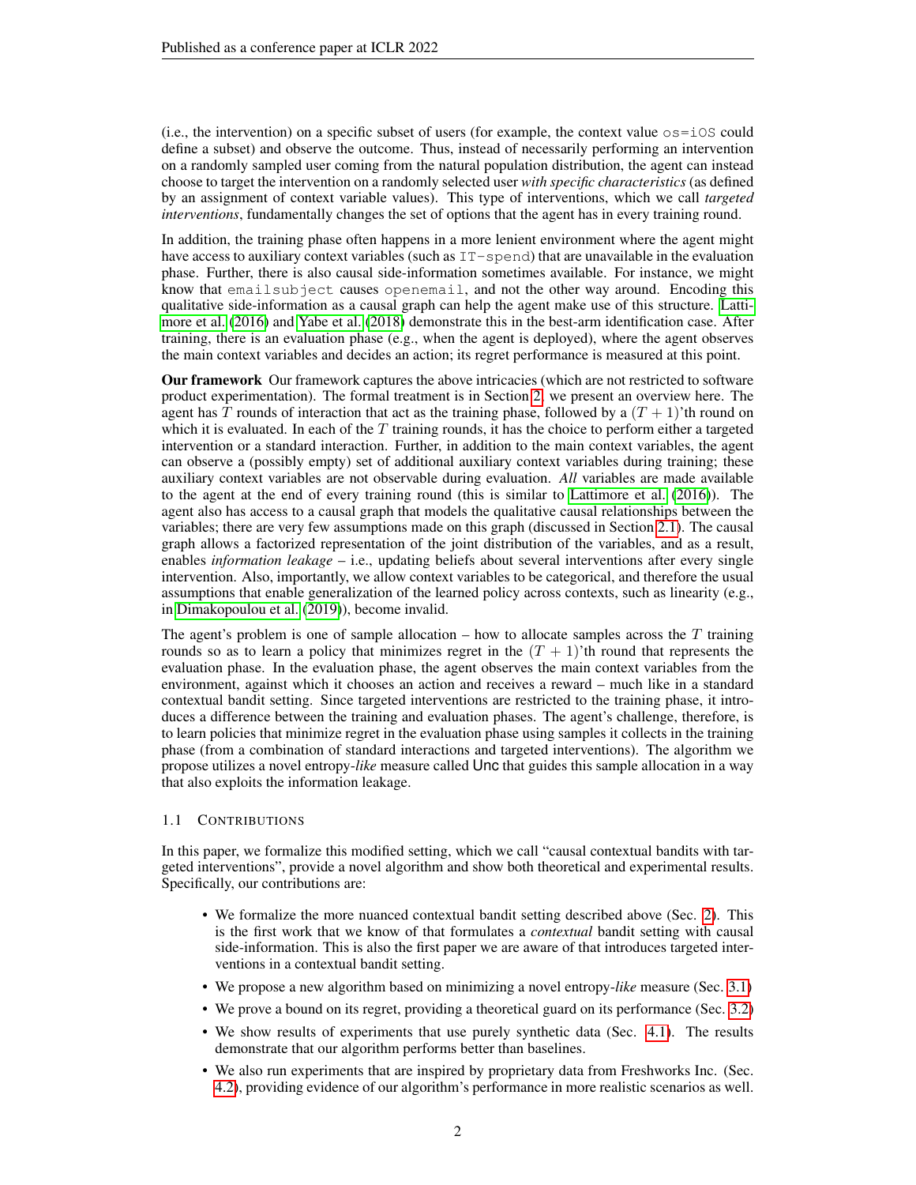(i.e., the intervention) on a specific subset of users (for example, the context value os=iOS could define a subset) and observe the outcome. Thus, instead of necessarily performing an intervention on a randomly sampled user coming from the natural population distribution, the agent can instead choose to target the intervention on a randomly selected user *with specific characteristics* (as defined by an assignment of context variable values). This type of interventions, which we call *targeted interventions*, fundamentally changes the set of options that the agent has in every training round.

In addition, the training phase often happens in a more lenient environment where the agent might have access to auxiliary context variables (such as IT-spend) that are unavailable in the evaluation phase. Further, there is also causal side-information sometimes available. For instance, we might know that emailsubject causes openemail, and not the other way around. Encoding this qualitative side-information as a causal graph can help the agent make use of this structure. Lattimore et al. (2016) and Yabe et al. (2018) demonstrate this in the best-arm identification case. After training, there is an evaluation phase (e.g., when the agent is deployed), where the agent observes the main context variables and decides an action; its regret performance is measured at this point.

**Our framework** Our framework captures the above intricacies (which are not restricted to software product experimentation). The formal treatment is in Section 2, we present an overview here. The agent has $T$ rounds of interaction that act as the training phase, followed by a $(T+1)$'th round on which it is evaluated. In each of the $T$ training rounds, it has the choice to perform either a targeted intervention or a standard interaction. Further, in addition to the main context variables, the agent can observe a (possibly empty) set of additional auxiliary context variables during training; these auxiliary context variables are not observable during evaluation. *All* variables are made available to the agent at the end of every training round (this is similar to Lattimore et al. (2016)). The agent also has access to a causal graph that models the qualitative causal relationships between the variables; there are very few assumptions made on this graph (discussed in Section 2.1). The causal graph allows a factorized representation of the joint distribution of the variables, and as a result, enables *information leakage* – i.e., updating beliefs about several interventions after every single intervention. Also, importantly, we allow context variables to be categorical, and therefore the usual assumptions that enable generalization of the learned policy across contexts, such as linearity (e.g., in Dimakopoulou et al. (2019)), become invalid.

The agent's problem is one of sample allocation – how to allocate samples across the $T$ training rounds so as to learn a policy that minimizes regret in the $(T+1)$'th round that represents the evaluation phase. In the evaluation phase, the agent observes the main context variables from the environment, against which it chooses an action and receives a reward – much like in a standard contextual bandit setting. Since targeted interventions are restricted to the training phase, it introduces a difference between the training and evaluation phases. The agent's challenge, therefore, is to learn policies that minimize regret in the evaluation phase using samples it collects in the training phase (from a combination of standard interactions and targeted interventions). The algorithm we propose utilizes a novel entropy-*like* measure called Unc that guides this sample allocation in a way that also exploits the information leakage.

### 1.1 Contributions

In this paper, we formalize this modified setting, which we call "causal contextual bandits with targeted interventions", provide a novel algorithm and show both theoretical and experimental results. Specifically, our contributions are:

- We formalize the more nuanced contextual bandit setting described above (Sec. 2). This is the first work that we know of that formulates a *contextual* bandit setting with causal side-information. This is also the first paper we are aware of that introduces targeted interventions in a contextual bandit setting.
- We propose a new algorithm based on minimizing a novel entropy-*like* measure (Sec. 3.1)
- We prove a bound on its regret, providing a theoretical guard on its performance (Sec. 3.2)
- We show results of experiments that use purely synthetic data (Sec. 4.1). The results demonstrate that our algorithm performs better than baselines.
- We also run experiments that are inspired by proprietary data from Freshworks Inc. (Sec. 4.2), providing evidence of our algorithm's performance in more realistic scenarios as well.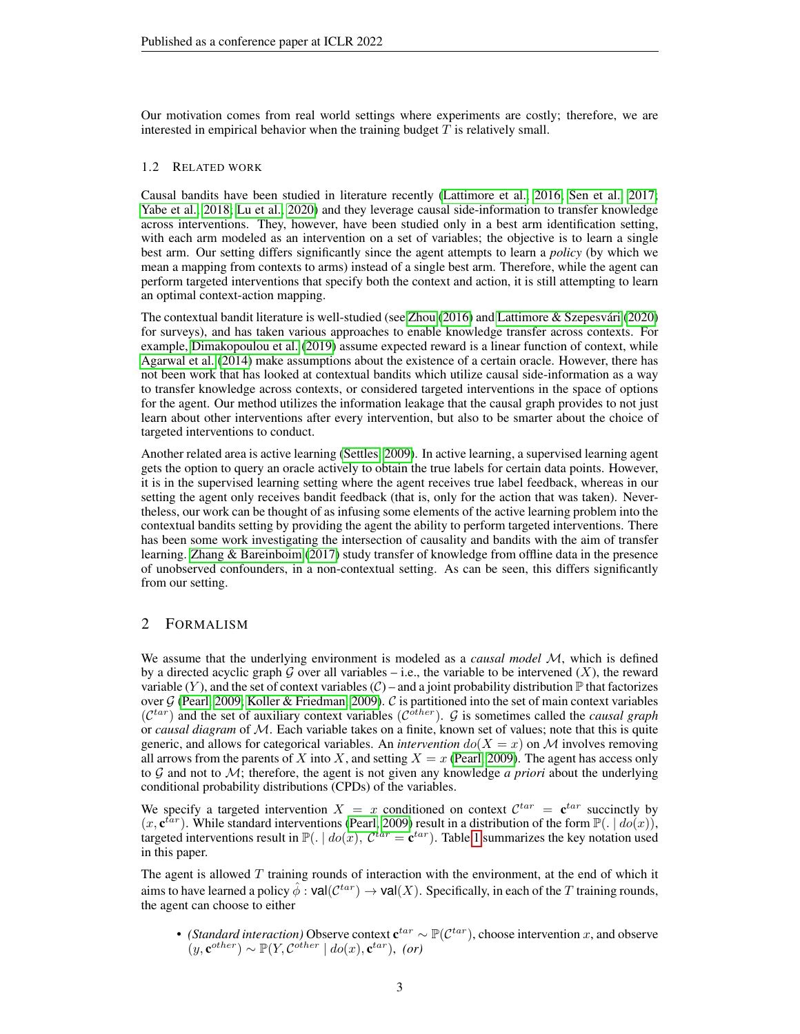Our motivation comes from real world settings where experiments are costly; therefore, we are interested in empirical behavior when the training budget $T$ is relatively small.

### 1.2 Related Work

Causal bandits have been studied in literature recently (Lattimore et al., 2016; Sen et al., 2017; Yabe et al., 2018; Lu et al., 2020) and they leverage causal side-information to transfer knowledge across interventions. They, however, have been studied only in a best arm identification setting, with each arm modeled as an intervention on a set of variables; the objective is to learn a single best arm. Our setting differs significantly since the agent attempts to learn a *policy* (by which we mean a mapping from contexts to arms) instead of a single best arm. Therefore, while the agent can perform targeted interventions that specify both the context and action, it is still attempting to learn an optimal context-action mapping.

The contextual bandit literature is well-studied (see Zhou (2016) and Lattimore & Szepesvári (2020) for surveys), and has taken various approaches to enable knowledge transfer across contexts. For example, Dimakopoulou et al. (2019) assume expected reward is a linear function of context, while Agarwal et al. (2014) make assumptions about the existence of a certain oracle. However, there has not been work that has looked at contextual bandits which utilize causal side-information as a way to transfer knowledge across contexts, or considered targeted interventions in the space of options for the agent. Our method utilizes the information leakage that the causal graph provides to not just learn about other interventions after every intervention, but also to be smarter about the choice of targeted interventions to conduct.

Another related area is active learning (Settles, 2009). In active learning, a supervised learning agent gets the option to query an oracle actively to obtain the true labels for certain data points. However, it is in the supervised learning setting where the agent receives true label feedback, whereas in our setting the agent only receives bandit feedback (that is, only for the action that was taken). Nevertheless, our work can be thought of as infusing some elements of the active learning problem into the contextual bandits setting by providing the agent the ability to perform targeted interventions. There has been some work investigating the intersection of causality and bandits with the aim of transfer learning. Zhang & Bareinboim (2017) study transfer of knowledge from offline data in the presence of unobserved confounders, in a non-contextual setting. As can be seen, this differs significantly from our setting.

## 2 Formalism

We assume that the underlying environment is modeled as a *causal model* $\mathcal{M}$, which is defined by a directed acyclic graph $\mathcal{G}$ over all variables – i.e., the variable to be intervened ($X$), the reward variable ($Y$), and the set of context variables ($\mathcal{C}$) – and a joint probability distribution $\mathbb{P}$ that factorizes over $\mathcal{G}$ (Pearl, 2009; Koller & Friedman, 2009). $\mathcal{C}$ is partitioned into the set of main context variables ($\mathcal{C}^{tar}$) and the set of auxiliary context variables ($\mathcal{C}^{other}$). $\mathcal{G}$ is sometimes called the *causal graph* or *causal diagram* of $\mathcal{M}$. Each variable takes on a finite, known set of values; note that this is quite generic, and allows for categorical variables. An *intervention* $do(X = x)$ on $\mathcal{M}$ involves removing all arrows from the parents of $X$ into $X$, and setting $X = x$ (Pearl, 2009). The agent has access only to $\mathcal{G}$ and not to $\mathcal{M}$; therefore, the agent is not given any knowledge *a priori* about the underlying conditional probability distributions (CPDs) of the variables.

We specify a targeted intervention $X = x$ conditioned on context $\mathcal{C}^{tar} = \mathbf{c}^{tar}$ succinctly by $(x, \mathbf{c}^{tar})$. While standard interventions (Pearl, 2009) result in a distribution of the form $\mathbb{P}(. \mid do(x))$, targeted interventions result in $\mathbb{P}(. \mid do(x), \mathcal{C}^{tar} = \mathbf{c}^{tar})$. Table 1 summarizes the key notation used in this paper.

The agent is allowed $T$ training rounds of interaction with the environment, at the end of which it aims to have learned a policy $\hat{\phi} : \mathsf{val}(\mathcal{C}^{tar}) \rightarrow \mathsf{val}(X)$. Specifically, in each of the $T$ training rounds, the agent can choose to either

- *(Standard interaction)* Observe context $\mathbf{c}^{tar} \sim \mathbb{P}(\mathcal{C}^{tar})$, choose intervention $x$, and observe $(y, \mathbf{c}^{other}) \sim \mathbb{P}(Y, \mathcal{C}^{other} \mid do(x), \mathbf{c}^{tar})$, *(or)*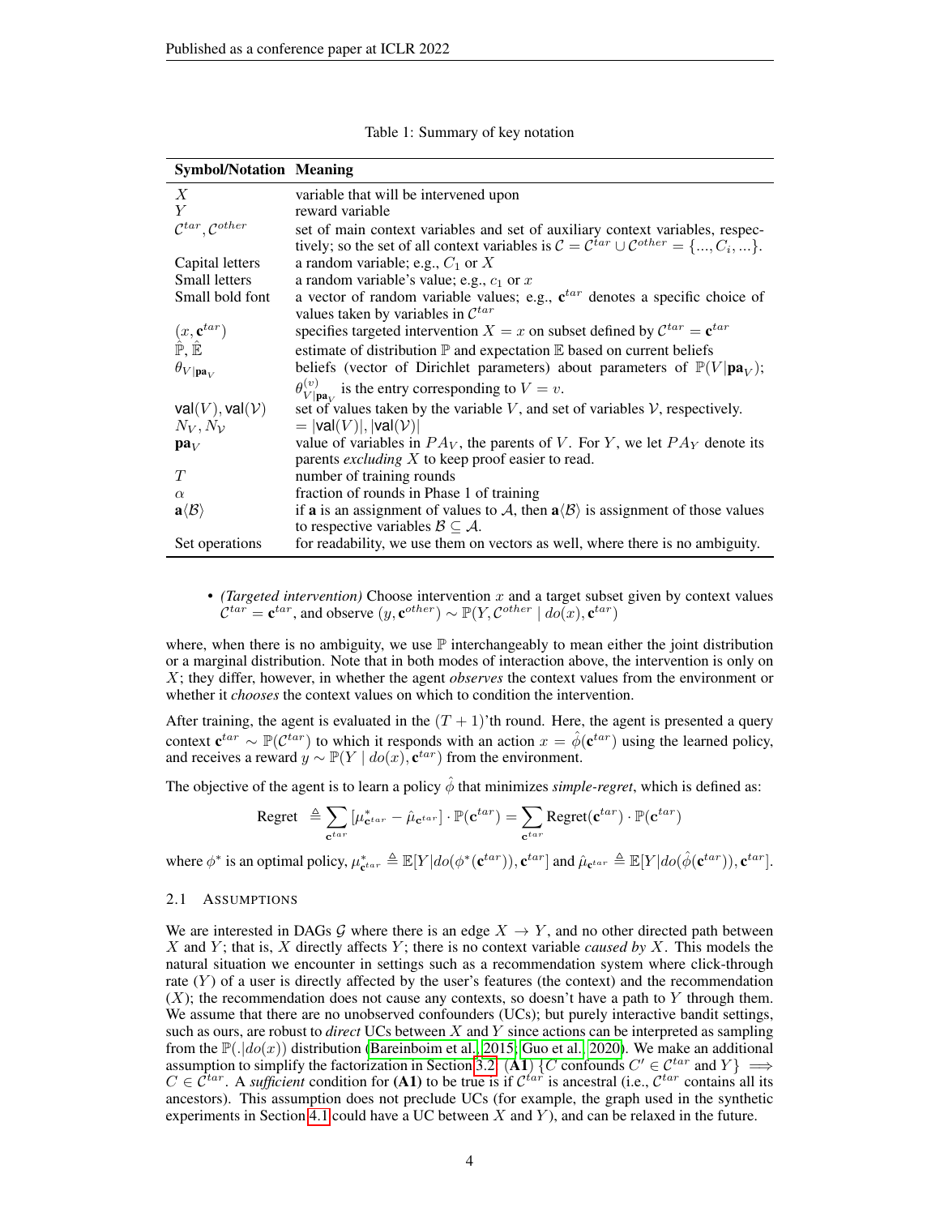Table 1: Summary of key notation

| Symbol/Notation | Meaning |
|---|---|
| $X$ | variable that will be intervened upon |
| $Y$ | reward variable |
| $\mathcal{C}^{tar}, \mathcal{C}^{other}$ | set of main context variables and set of auxiliary context variables, respectively; so the set of all context variables is $\mathcal{C} = \mathcal{C}^{tar} \cup \mathcal{C}^{other} = \{..., C_i, ...\}$. |
| Capital letters | a random variable; e.g., $C_1$ or $X$ |
| Small letters | a random variable's value; e.g., $c_1$ or $x$ |
| Small bold font | a vector of random variable values; e.g., $\mathbf{c}^{tar}$ denotes a specific choice of values taken by variables in $\mathcal{C}^{tar}$ |
| $(x, \mathbf{c}^{tar})$ | specifies targeted intervention $X = x$ on subset defined by $\mathcal{C}^{tar} = \mathbf{c}^{tar}$ |
| $\hat{\mathbb{P}}, \hat{\mathbb{E}}$ | estimate of distribution $\mathbb{P}$ and expectation $\mathbb{E}$ based on current beliefs |
| $\theta_{V\|\mathbf{pa}_V}$ | beliefs (vector of Dirichlet parameters) about parameters of $\mathbb{P}(V\|\mathbf{pa}_V)$; $\theta^{(v)}_{V\|\mathbf{pa}_V}$ is the entry corresponding to $V = v$. |
| $\mathsf{val}(V), \mathsf{val}(\mathcal{V})$ | set of values taken by the variable $V$, and set of variables $\mathcal{V}$, respectively. |
| $N_V, N_{\mathcal{V}}$ | $= \|\mathsf{val}(V)\|, \|\mathsf{val}(\mathcal{V})\|$ |
| $\mathbf{pa}_V$ | value of variables in $PA_V$, the parents of $V$. For $Y$, we let $PA_Y$ denote its parents *excluding* $X$ to keep proof easier to read. |
| $T$ | number of training rounds |
| $\alpha$ | fraction of rounds in Phase 1 of training |
| $\mathbf{a}\langle\mathcal{B}\rangle$ | if $\mathbf{a}$ is an assignment of values to $\mathcal{A}$, then $\mathbf{a}\langle\mathcal{B}\rangle$ is assignment of those values to respective variables $\mathcal{B} \subseteq \mathcal{A}$. |
| Set operations | for readability, we use them on vectors as well, where there is no ambiguity. |

- *(Targeted intervention)* Choose intervention $x$ and a target subset given by context values $\mathcal{C}^{tar} = \mathbf{c}^{tar}$, and observe $(y, \mathbf{c}^{other}) \sim \mathbb{P}(Y, \mathcal{C}^{other} \mid do(x), \mathbf{c}^{tar})$

where, when there is no ambiguity, we use $\mathbb{P}$ interchangeably to mean either the joint distribution or a marginal distribution. Note that in both modes of interaction above, the intervention is only on $X$; they differ, however, in whether the agent *observes* the context values from the environment or whether it *chooses* the context values on which to condition the intervention.

After training, the agent is evaluated in the $(T + 1)$'th round. Here, the agent is presented a query context $\mathbf{c}^{tar} \sim \mathbb{P}(\mathcal{C}^{tar})$ to which it responds with an action $x = \hat{\phi}(\mathbf{c}^{tar})$ using the learned policy, and receives a reward $y \sim \mathbb{P}(Y \mid do(x), \mathbf{c}^{tar})$ from the environment.

The objective of the agent is to learn a policy $\hat{\phi}$ that minimizes *simple-regret*, which is defined as:

$$\text{Regret} \triangleq \sum_{\mathbf{c}^{tar}} [\mu^*_{\mathbf{c}^{tar}} - \hat{\mu}_{\mathbf{c}^{tar}}] \cdot \mathbb{P}(\mathbf{c}^{tar}) = \sum_{\mathbf{c}^{tar}} \text{Regret}(\mathbf{c}^{tar}) \cdot \mathbb{P}(\mathbf{c}^{tar})$$

where $\phi^*$ is an optimal policy, $\mu^*_{\mathbf{c}^{tar}} \triangleq \mathbb{E}[Y|do(\phi^*(\mathbf{c}^{tar})), \mathbf{c}^{tar}]$ and $\hat{\mu}_{\mathbf{c}^{tar}} \triangleq \mathbb{E}[Y|do(\hat{\phi}(\mathbf{c}^{tar})), \mathbf{c}^{tar}]$.

### 2.1 Assumptions

We are interested in DAGs $\mathcal{G}$ where there is an edge $X \to Y$, and no other directed path between $X$ and $Y$; that is, $X$ directly affects $Y$; there is no context variable *caused by* $X$. This models the natural situation we encounter in settings such as a recommendation system where click-through rate ($Y$) of a user is directly affected by the user's features (the context) and the recommendation ($X$); the recommendation does not cause any contexts, so doesn't have a path to $Y$ through them. We assume that there are no unobserved confounders (UCs); but purely interactive bandit settings, such as ours, are robust to *direct* UCs between $X$ and $Y$ since actions can be interpreted as sampling from the $\mathbb{P}(.|do(x))$ distribution (Bareinboim et al., 2015; Guo et al., 2020). We make an additional assumption to simplify the factorization in Section 3.2: **(A1)** $\{C$ confounds $C' \in \mathcal{C}^{tar}$ and $Y\} \implies C \in \mathcal{C}^{tar}$. A *sufficient* condition for **(A1)** to be true is if $\mathcal{C}^{tar}$ is ancestral (i.e., $\mathcal{C}^{tar}$ contains all its ancestors). This assumption does not preclude UCs (for example, the graph used in the synthetic experiments in Section 4.1 could have a UC between $X$ and $Y$), and can be relaxed in the future.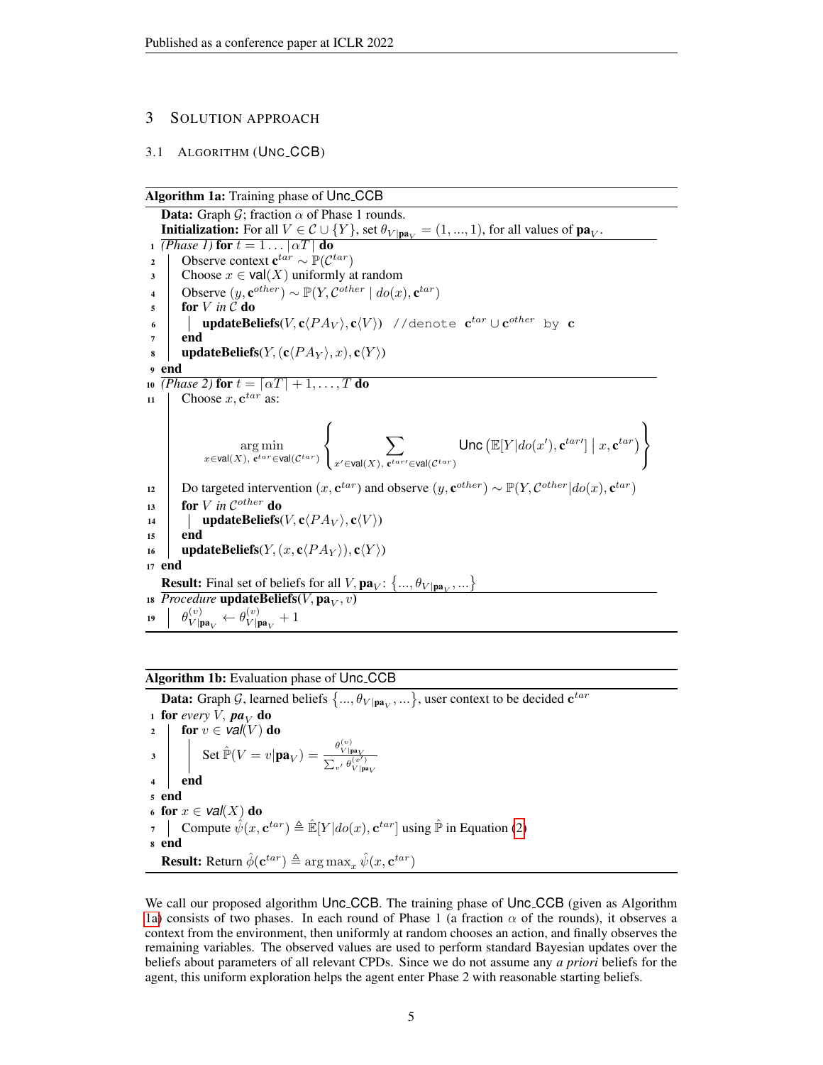## 3 Solution Approach

### 3.1 Algorithm (Unc_CCB)

**Algorithm 1a:** Training phase of Unc_CCB

```
Data: Graph G; fraction α of Phase 1 rounds.
Initialization: For all V ∈ C ∪ {Y}, set θ_{V|pa_V} = (1, ..., 1), for all values of pa_V.
1  (Phase 1) for t = 1 ... ⌈αT⌉ do
2      Observe context c^tar ~ P(C^tar)
3      Choose x ∈ val(X) uniformly at random
4      Observe (y, c^other) ~ P(Y, C^other | do(x), c^tar)
5      for V in C do
6          updateBeliefs(V, c⟨PA_V⟩, c⟨V⟩)  //denote c^tar ∪ c^other by c
7      end
8      updateBeliefs(Y, (c⟨PA_Y⟩, x), c⟨Y⟩)
9  end
10 (Phase 2) for t = ⌈αT⌉ + 1, ..., T do
11     Choose x, c^tar as:
           argmin_{x∈val(X), c^tar∈val(C^tar)} { Σ_{x'∈val(X), c^tar'∈val(C^tar)} Unc(E[Y|do(x'), c^tar'] | x, c^tar) }
12     Do targeted intervention (x, c^tar) and observe (y, c^other) ~ P(Y, C^other | do(x), c^tar)
13     for V in C^other do
14         updateBeliefs(V, c⟨PA_V⟩, c⟨V⟩)
15     end
16     updateBeliefs(Y, (x, c⟨PA_Y⟩), c⟨Y⟩)
17 end
Result: Final set of beliefs for all V, pa_V: {..., θ_{V|pa_V}, ...}
18 Procedure updateBeliefs(V, pa_V, v)
19     θ^(v)_{V|pa_V} ← θ^(v)_{V|pa_V} + 1
```

Line 11 in math notation:

$$\arg\min_{x \in \mathsf{val}(X),\ \mathbf{c}^{tar} \in \mathsf{val}(\mathcal{C}^{tar})} \left\{ \sum_{x' \in \mathsf{val}(X),\ \mathbf{c}^{tar\prime} \in \mathsf{val}(\mathcal{C}^{tar})} \mathsf{Unc}\left(\mathbb{E}[Y|do(x'), \mathbf{c}^{tar\prime}] \;\middle|\; x, \mathbf{c}^{tar}\right) \right\}$$

Line 19: $\theta^{(v)}_{V|\mathbf{pa}_V} \leftarrow \theta^{(v)}_{V|\mathbf{pa}_V} + 1$

**Algorithm 1b:** Evaluation phase of Unc_CCB

```
Data: Graph G, learned beliefs {..., θ_{V|pa_V}, ...}, user context to be decided c^tar
1 for every V, pa_V do
2     for v ∈ val(V) do
3         Set P̂(V = v|pa_V) = θ^(v)_{V|pa_V} / Σ_{v'} θ^(v')_{V|pa_V}
4     end
5 end
6 for x ∈ val(X) do
7     Compute ψ̂(x, c^tar) ≜ Ê[Y|do(x), c^tar] using P̂ in Equation (2)
8 end
Result: Return φ̂(c^tar) ≜ argmax_x ψ̂(x, c^tar)
```

Line 3: $\hat{\mathbb{P}}(V = v|\mathbf{pa}_V) = \frac{\theta^{(v)}_{V|\mathbf{pa}_V}}{\sum_{v'} \theta^{(v')}_{V|\mathbf{pa}_V}}$

Line 7: $\hat{\psi}(x, \mathbf{c}^{tar}) \triangleq \hat{\mathbb{E}}[Y|do(x), \mathbf{c}^{tar}]$

Result: $\hat{\phi}(\mathbf{c}^{tar}) \triangleq \arg\max_x \hat{\psi}(x, \mathbf{c}^{tar})$

We call our proposed algorithm Unc_CCB. The training phase of Unc_CCB (given as Algorithm 1a) consists of two phases. In each round of Phase 1 (a fraction $\alpha$ of the rounds), it observes a context from the environment, then uniformly at random chooses an action, and finally observes the remaining variables. The observed values are used to perform standard Bayesian updates over the beliefs about parameters of all relevant CPDs. Since we do not assume any *a priori* beliefs for the agent, this uniform exploration helps the agent enter Phase 2 with reasonable starting beliefs.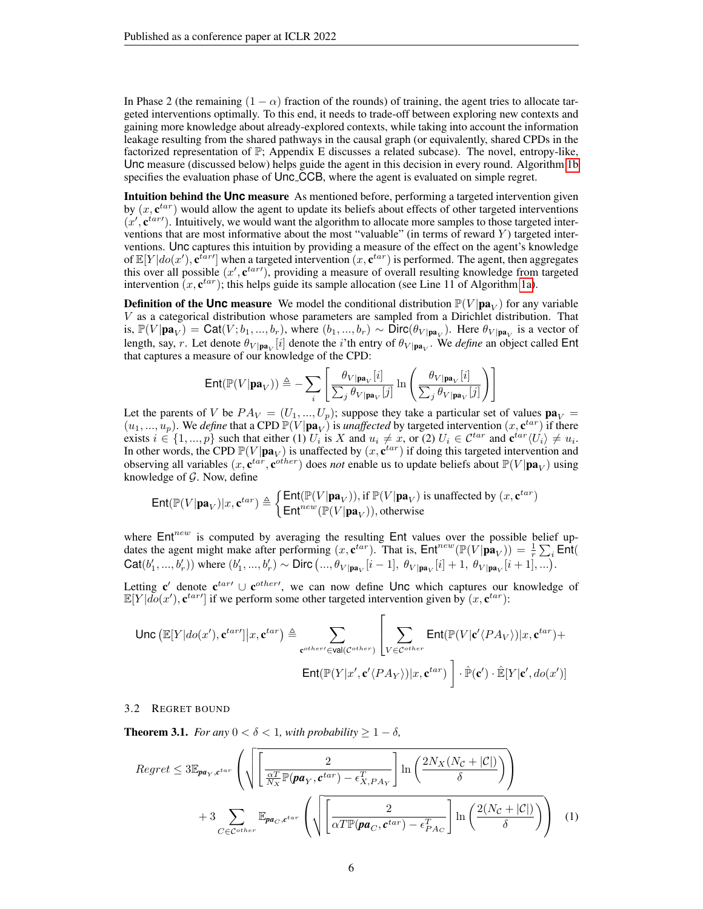In Phase 2 (the remaining $(1-\alpha)$ fraction of the rounds) of training, the agent tries to allocate targeted interventions optimally. To this end, it needs to trade-off between exploring new contexts and gaining more knowledge about already-explored contexts, while taking into account the information leakage resulting from the shared pathways in the causal graph (or equivalently, shared CPDs in the factorized representation of $\mathbb{P}$; Appendix E discusses a related subcase). The novel, entropy-like, Unc measure (discussed below) helps guide the agent in this decision in every round. Algorithm 1b specifies the evaluation phase of Unc_CCB, where the agent is evaluated on simple regret.

**Intuition behind the Unc measure** As mentioned before, performing a targeted intervention given by $(x, \mathbf{c}^{tar})$ would allow the agent to update its beliefs about effects of other targeted interventions $(x', \mathbf{c}^{tar\prime})$. Intuitively, we would want the algorithm to allocate more samples to those targeted interventions that are most informative about the most "valuable" (in terms of reward $Y$) targeted interventions. Unc captures this intuition by providing a measure of the effect on the agent's knowledge of $\mathbb{E}[Y|do(x'), \mathbf{c}^{tar\prime}]$ when a targeted intervention $(x, \mathbf{c}^{tar})$ is performed. The agent, then aggregates this over all possible $(x', \mathbf{c}^{tar\prime})$, providing a measure of overall resulting knowledge from targeted intervention $(x, \mathbf{c}^{tar})$; this helps guide its sample allocation (see Line 11 of Algorithm 1a).

**Definition of the Unc measure** We model the conditional distribution $\mathbb{P}(V|\mathbf{pa}_V)$ for any variable $V$ as a categorical distribution whose parameters are sampled from a Dirichlet distribution. That is, $\mathbb{P}(V|\mathbf{pa}_V) = \mathsf{Cat}(V; b_1, ..., b_r)$, where $(b_1, ..., b_r) \sim \mathsf{Dirc}(\theta_{V|\mathbf{pa}_V})$. Here $\theta_{V|\mathbf{pa}_V}$ is a vector of length, say, $r$. Let denote $\theta_{V|\mathbf{pa}_V}[i]$ denote the $i$'th entry of $\theta_{V|\mathbf{pa}_V}$. We *define* an object called Ent that captures a measure of our knowledge of the CPD:

$$\mathsf{Ent}(\mathbb{P}(V|\mathbf{pa}_V)) \triangleq -\sum_i \left[ \frac{\theta_{V|\mathbf{pa}_V}[i]}{\sum_j \theta_{V|\mathbf{pa}_V}[j]} \ln\left( \frac{\theta_{V|\mathbf{pa}_V}[i]}{\sum_j \theta_{V|\mathbf{pa}_V}[j]} \right) \right]$$

Let the parents of $V$ be $PA_V = (U_1, ..., U_p)$; suppose they take a particular set of values $\mathbf{pa}_V = (u_1, ..., u_p)$. We *define* that a CPD $\mathbb{P}(V|\mathbf{pa}_V)$ is *unaffected* by targeted intervention $(x, \mathbf{c}^{tar})$ if there exists $i \in \{1, ..., p\}$ such that either (1) $U_i$ is $X$ and $u_i \neq x$, or (2) $U_i \in \mathcal{C}^{tar}$ and $\mathbf{c}^{tar}\langle U_i \rangle \neq u_i$. In other words, the CPD $\mathbb{P}(V|\mathbf{pa}_V)$ is unaffected by $(x, \mathbf{c}^{tar})$ if doing this targeted intervention and observing all variables $(x, \mathbf{c}^{tar}, \mathbf{c}^{other})$ does *not* enable us to update beliefs about $\mathbb{P}(V|\mathbf{pa}_V)$ using knowledge of $\mathcal{G}$. Now, define

$$\mathsf{Ent}(\mathbb{P}(V|\mathbf{pa}_V)|x, \mathbf{c}^{tar}) \triangleq \begin{cases} \mathsf{Ent}(\mathbb{P}(V|\mathbf{pa}_V)), \text{if } \mathbb{P}(V|\mathbf{pa}_V) \text{ is unaffected by } (x, \mathbf{c}^{tar}) \\ \mathsf{Ent}^{new}(\mathbb{P}(V|\mathbf{pa}_V)), \text{otherwise} \end{cases}$$

where $\mathsf{Ent}^{new}$ is computed by averaging the resulting Ent values over the possible belief updates the agent might make after performing $(x, \mathbf{c}^{tar})$. That is, $\mathsf{Ent}^{new}(\mathbb{P}(V|\mathbf{pa}_V)) = \frac{1}{r}\sum_i \mathsf{Ent}(\mathsf{Cat}(b'_1, ..., b'_r))$ where $(b'_1, ..., b'_r) \sim \mathsf{Dirc}\left(..., \theta_{V|\mathbf{pa}_V}[i-1],\ \theta_{V|\mathbf{pa}_V}[i]+1,\ \theta_{V|\mathbf{pa}_V}[i+1], ...\right)$.

Letting $\mathbf{c}'$ denote $\mathbf{c}^{tar\prime} \cup \mathbf{c}^{other\prime}$, we can now define Unc which captures our knowledge of $\mathbb{E}[Y|do(x'), \mathbf{c}^{tar\prime}]$ if we perform some other targeted intervention given by $(x, \mathbf{c}^{tar})$:

$$\mathsf{Unc}\left(\mathbb{E}[Y|do(x'), \mathbf{c}^{tar\prime}]|x, \mathbf{c}^{tar}\right) \triangleq \sum_{\mathbf{c}^{other\prime} \in \mathsf{val}(\mathcal{C}^{other})} \left[ \sum_{V \in \mathcal{C}^{other}} \mathsf{Ent}(\mathbb{P}(V|\mathbf{c}'\langle PA_V \rangle)|x, \mathbf{c}^{tar}) + \mathsf{Ent}(\mathbb{P}(Y|x', \mathbf{c}'\langle PA_Y \rangle)|x, \mathbf{c}^{tar}) \right] \cdot \hat{\mathbb{P}}(\mathbf{c}') \cdot \hat{\mathbb{E}}[Y|\mathbf{c}', do(x')]$$

### 3.2 Regret Bound

**Theorem 3.1.** *For any $0 < \delta < 1$, with probability $\geq 1-\delta$,*

$$Regret \leq 3\mathbb{E}_{\mathbf{pa}_Y, \mathbf{c}^{tar}}\left( \sqrt{\left[ \frac{2}{\frac{\alpha T}{N_X}\mathbb{P}(\mathbf{pa}_Y, \mathbf{c}^{tar}) - \epsilon^T_{X, PA_Y}} \right] \ln\left( \frac{2N_X(N_\mathcal{C} + |\mathcal{C}|)}{\delta} \right)} \right)$$
$$+ 3\sum_{C \in \mathcal{C}^{other}} \mathbb{E}_{\mathbf{pa}_C, \mathbf{c}^{tar}}\left( \sqrt{\left[ \frac{2}{\alpha T \mathbb{P}(\mathbf{pa}_C, \mathbf{c}^{tar}) - \epsilon^T_{PA_C}} \right] \ln\left( \frac{2(N_\mathcal{C} + |\mathcal{C}|)}{\delta} \right)} \right) \quad (1)$$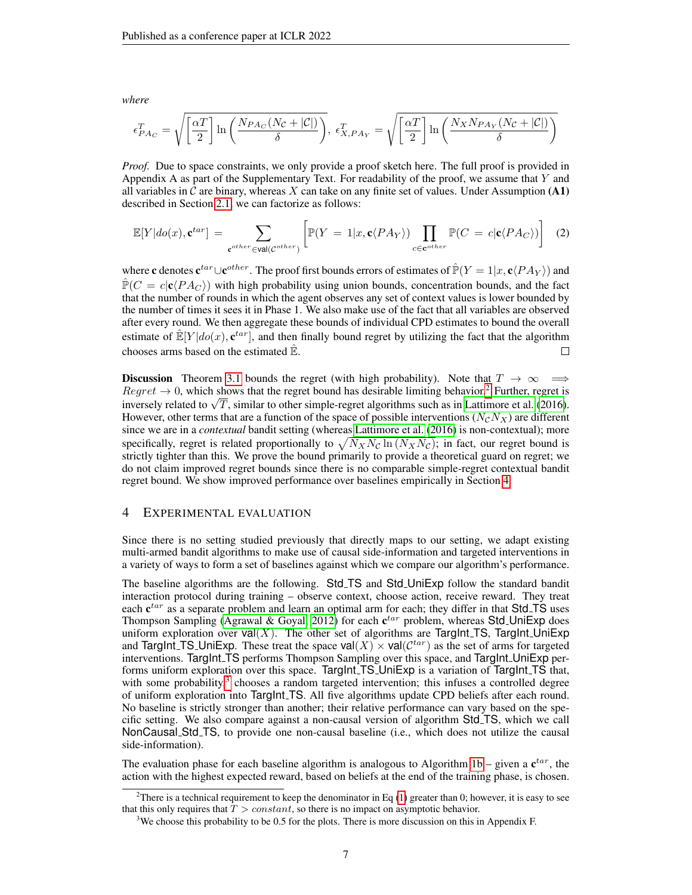*where*

$$\epsilon^T_{PA_C} = \sqrt{\left\lceil \frac{\alpha T}{2} \right\rceil \ln\left(\frac{N_{PA_C}(N_\mathcal{C} + |\mathcal{C}|)}{\delta}\right)},\ \epsilon^T_{X,PA_Y} = \sqrt{\left\lceil \frac{\alpha T}{2} \right\rceil \ln\left(\frac{N_X N_{PA_Y}(N_\mathcal{C} + |\mathcal{C}|)}{\delta}\right)}$$

*Proof.* Due to space constraints, we only provide a proof sketch here. The full proof is provided in Appendix A as part of the Supplementary Text. For readability of the proof, we assume that $Y$ and all variables in $\mathcal{C}$ are binary, whereas $X$ can take on any finite set of values. Under Assumption **(A1)** described in Section 2.1, we can factorize as follows:

$$\mathbb{E}[Y|do(x), \mathbf{c}^{tar}] = \sum_{\mathbf{c}^{other} \in \mathsf{val}(\mathcal{C}^{other})} \left[ \mathbb{P}(Y = 1|x, \mathbf{c}\langle PA_Y \rangle) \prod_{c \in \mathbf{c}^{other}} \mathbb{P}(C = c|\mathbf{c}\langle PA_C \rangle) \right] \quad (2)$$

where $\mathbf{c}$ denotes $\mathbf{c}^{tar} \cup \mathbf{c}^{other}$. The proof first bounds errors of estimates of $\hat{\mathbb{P}}(Y = 1|x, \mathbf{c}\langle PA_Y \rangle)$ and $\hat{\mathbb{P}}(C = c|\mathbf{c}\langle PA_C \rangle)$ with high probability using union bounds, concentration bounds, and the fact that the number of rounds in which the agent observes any set of context values is lower bounded by the number of times it sees it in Phase 1. We also make use of the fact that all variables are observed after every round. We then aggregate these bounds of individual CPD estimates to bound the overall estimate of $\hat{\mathbb{E}}[Y|do(x), \mathbf{c}^{tar}]$, and then finally bound regret by utilizing the fact that the algorithm chooses arms based on the estimated $\hat{\mathbb{E}}$. □

**Discussion** Theorem 3.1 bounds the regret (with high probability). Note that $T \to \infty \implies Regret \to 0$, which shows that the regret bound has desirable limiting behavior.[2] Further, regret is inversely related to $\sqrt{T}$, similar to other simple-regret algorithms such as in Lattimore et al. (2016). However, other terms that are a function of the space of possible interventions ($N_\mathcal{C} N_X$) are different since we are in a *contextual* bandit setting (whereas Lattimore et al. (2016) is non-contextual); more specifically, regret is related proportionally to $\sqrt{N_X N_\mathcal{C} \ln(N_X N_\mathcal{C})}$; in fact, our regret bound is strictly tighter than this. We prove the bound primarily to provide a theoretical guard on regret; we do not claim improved regret bounds since there is no comparable simple-regret contextual bandit regret bound. We show improved performance over baselines empirically in Section 4.

# 4 Experimental Evaluation

Since there is no setting studied previously that directly maps to our setting, we adapt existing multi-armed bandit algorithms to make use of causal side-information and targeted interventions in a variety of ways to form a set of baselines against which we compare our algorithm's performance.

The baseline algorithms are the following. Std_TS and Std_UniExp follow the standard bandit interaction protocol during training – observe context, choose action, receive reward. They treat each $\mathbf{c}^{tar}$ as a separate problem and learn an optimal arm for each; they differ in that Std_TS uses Thompson Sampling (Agrawal & Goyal, 2012) for each $\mathbf{c}^{tar}$ problem, whereas Std_UniExp does uniform exploration over $\mathsf{val}(X)$. The other set of algorithms are TargInt_TS, TargInt_UniExp and TargInt_TS_UniExp. These treat the space $\mathsf{val}(X) \times \mathsf{val}(\mathcal{C}^{tar})$ as the set of arms for targeted interventions. TargInt_TS performs Thompson Sampling over this space, and TargInt_UniExp performs uniform exploration over this space. TargInt_TS_UniExp is a variation of TargInt_TS that, with some probability[3] chooses a random targeted intervention; this infuses a controlled degree of uniform exploration into TargInt_TS. All five algorithms update CPD beliefs after each round. No baseline is strictly stronger than another; their relative performance can vary based on the specific setting. We also compare against a non-causal version of algorithm Std_TS, which we call NonCausal_Std_TS, to provide one non-causal baseline (i.e., which does not utilize the causal side-information).

The evaluation phase for each baseline algorithm is analogous to Algorithm 1b – given a $\mathbf{c}^{tar}$, the action with the highest expected reward, based on beliefs at the end of the training phase, is chosen.

[2] There is a technical requirement to keep the denominator in Eq (1) greater than 0; however, it is easy to see that this only requires that $T > constant$, so there is no impact on asymptotic behavior.

[3] We choose this probability to be 0.5 for the plots. There is more discussion on this in Appendix F.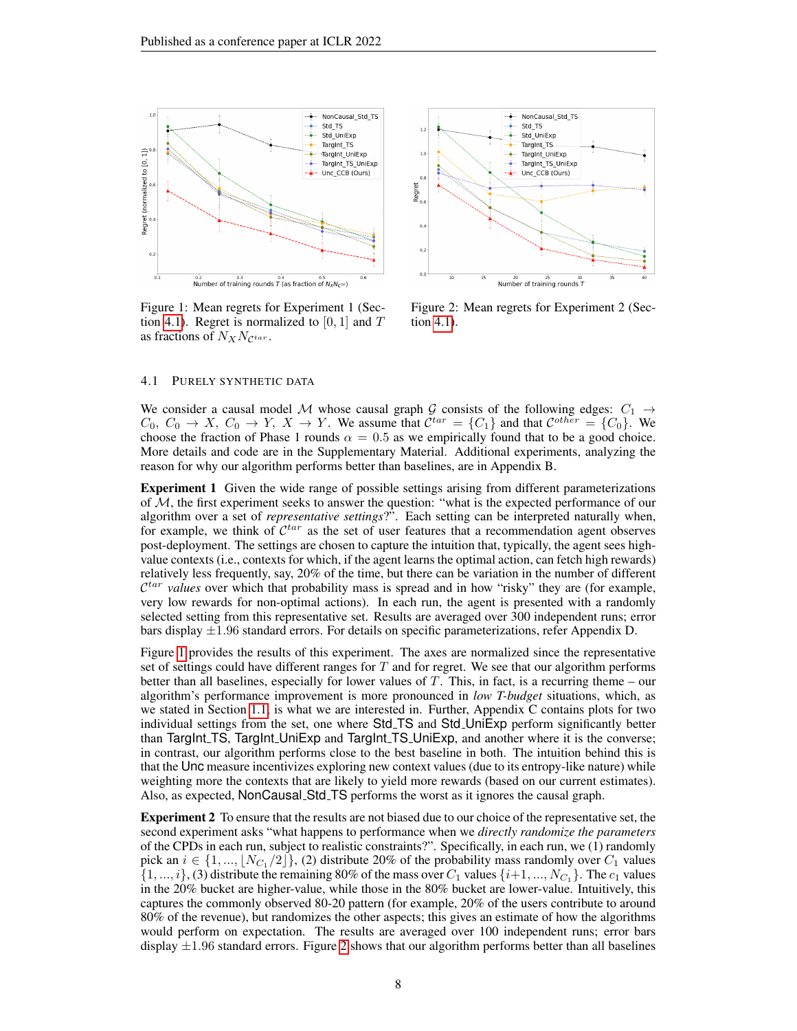Figure 1: Mean regrets for Experiment 1 (Section 4.1). Regret is normalized to $[0, 1]$ and $T$ as fractions of $N_X N_{\mathcal{C}^{tar}}$.

Figure 2: Mean regrets for Experiment 2 (Section 4.1).

### 4.1 Purely Synthetic Data

We consider a causal model $\mathcal{M}$ whose causal graph $\mathcal{G}$ consists of the following edges: $C_1 \to C_0$, $C_0 \to X$, $C_0 \to Y$, $X \to Y$. We assume that $\mathcal{C}^{tar} = \{C_1\}$ and that $\mathcal{C}^{other} = \{C_0\}$. We choose the fraction of Phase 1 rounds $\alpha = 0.5$ as we empirically found that to be a good choice. More details and code are in the Supplementary Material. Additional experiments, analyzing the reason for why our algorithm performs better than baselines, are in Appendix B.

**Experiment 1** Given the wide range of possible settings arising from different parameterizations of $\mathcal{M}$, the first experiment seeks to answer the question: "what is the expected performance of our algorithm over a set of *representative settings*?". Each setting can be interpreted naturally when, for example, we think of $\mathcal{C}^{tar}$ as the set of user features that a recommendation agent observes post-deployment. The settings are chosen to capture the intuition that, typically, the agent sees high-value contexts (i.e., contexts for which, if the agent learns the optimal action, can fetch high rewards) relatively less frequently, say, 20% of the time, but there can be variation in the number of different $\mathcal{C}^{tar}$ *values* over which that probability mass is spread and in how "risky" they are (for example, very low rewards for non-optimal actions). In each run, the agent is presented with a randomly selected setting from this representative set. Results are averaged over 300 independent runs; error bars display $\pm 1.96$ standard errors. For details on specific parameterizations, refer Appendix D.

Figure 1 provides the results of this experiment. The axes are normalized since the representative set of settings could have different ranges for $T$ and for regret. We see that our algorithm performs better than all baselines, especially for lower values of $T$. This, in fact, is a recurring theme – our algorithm's performance improvement is more pronounced in *low T-budget* situations, which, as we stated in Section 1.1, is what we are interested in. Further, Appendix C contains plots for two individual settings from the set, one where Std_TS and Std_UniExp perform significantly better than TargInt_TS, TargInt_UniExp and TargInt_TS_UniExp, and another where it is the converse; in contrast, our algorithm performs close to the best baseline in both. The intuition behind this is that the Unc measure incentivizes exploring new context values (due to its entropy-like nature) while weighting more the contexts that are likely to yield more rewards (based on our current estimates). Also, as expected, NonCausal_Std_TS performs the worst as it ignores the causal graph.

**Experiment 2** To ensure that the results are not biased due to our choice of the representative set, the second experiment asks "what happens to performance when we *directly randomize the parameters* of the CPDs in each run, subject to realistic constraints?". Specifically, in each run, we (1) randomly pick an $i \in \{1, ..., \lfloor N_{C_1}/2 \rfloor\}$, (2) distribute 20% of the probability mass randomly over $C_1$ values $\{1, ..., i\}$, (3) distribute the remaining 80% of the mass over $C_1$ values $\{i+1, ..., N_{C_1}\}$. The $c_1$ values in the 20% bucket are higher-value, while those in the 80% bucket are lower-value. Intuitively, this captures the commonly observed 80-20 pattern (for example, 20% of the users contribute to around 80% of the revenue), but randomizes the other aspects; this gives an estimate of how the algorithms would perform on expectation. The results are averaged over 100 independent runs; error bars display $\pm 1.96$ standard errors. Figure 2 shows that our algorithm performs better than all baselines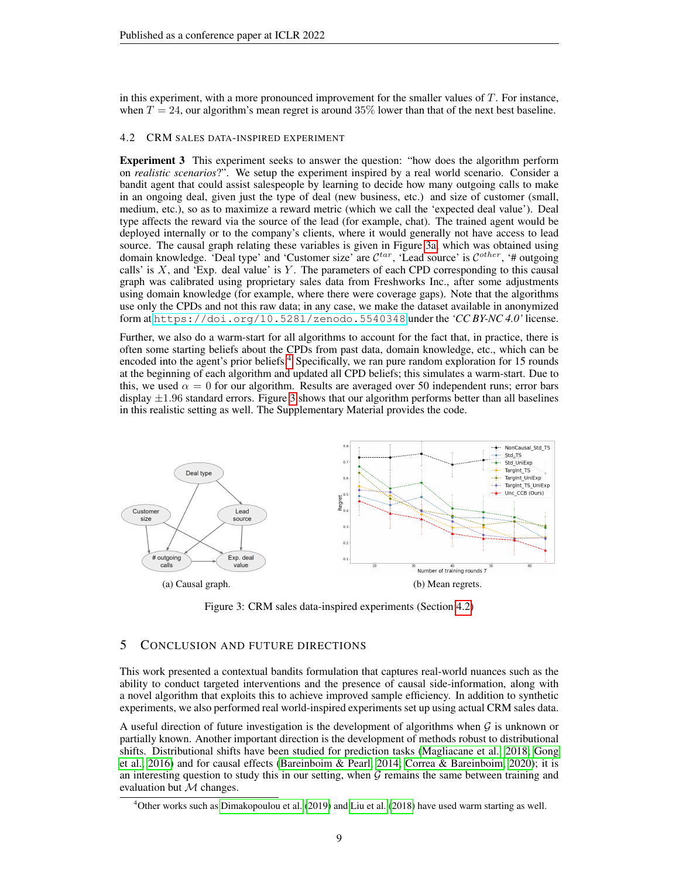in this experiment, with a more pronounced improvement for the smaller values of $T$. For instance, when $T = 24$, our algorithm's mean regret is around 35% lower than that of the next best baseline.

### 4.2 CRM SALES DATA-INSPIRED EXPERIMENT

**Experiment 3** This experiment seeks to answer the question: "how does the algorithm perform on *realistic scenarios*?". We setup the experiment inspired by a real world scenario. Consider a bandit agent that could assist salespeople by learning to decide how many outgoing calls to make in an ongoing deal, given just the type of deal (new business, etc.) and size of customer (small, medium, etc.), so as to maximize a reward metric (which we call the 'expected deal value'). Deal type affects the reward via the source of the lead (for example, chat). The trained agent would be deployed internally or to the company's clients, where it would generally not have access to lead source. The causal graph relating these variables is given in Figure 3a, which was obtained using domain knowledge. 'Deal type' and 'Customer size' are $\mathcal{C}^{tar}$, 'Lead source' is $\mathcal{C}^{other}$, '# outgoing calls' is $X$, and 'Exp. deal value' is $Y$. The parameters of each CPD corresponding to this causal graph was calibrated using proprietary sales data from Freshworks Inc., after some adjustments using domain knowledge (for example, where there were coverage gaps). Note that the algorithms use only the CPDs and not this raw data; in any case, we make the dataset available in anonymized form at `https://doi.org/10.5281/zenodo.5540348` under the *'CC BY-NC 4.0'* license.

Further, we also do a warm-start for all algorithms to account for the fact that, in practice, there is often some starting beliefs about the CPDs from past data, domain knowledge, etc., which can be encoded into the agent's prior beliefs.[4] Specifically, we ran pure random exploration for 15 rounds at the beginning of each algorithm and updated all CPD beliefs; this simulates a warm-start. Due to this, we used $\alpha = 0$ for our algorithm. Results are averaged over 50 independent runs; error bars display $\pm 1.96$ standard errors. Figure 3 shows that our algorithm performs better than all baselines in this realistic setting as well. The Supplementary Material provides the code.

(a) Causal graph.

(b) Mean regrets.

Figure 3: CRM sales data-inspired experiments (Section 4.2)

## 5 CONCLUSION AND FUTURE DIRECTIONS

This work presented a contextual bandits formulation that captures real-world nuances such as the ability to conduct targeted interventions and the presence of causal side-information, along with a novel algorithm that exploits this to achieve improved sample efficiency. In addition to synthetic experiments, we also performed real world-inspired experiments set up using actual CRM sales data.

A useful direction of future investigation is the development of algorithms when $\mathcal{G}$ is unknown or partially known. Another important direction is the development of methods robust to distributional shifts. Distributional shifts have been studied for prediction tasks (Magliacane et al., 2018; Gong et al., 2016) and for causal effects (Bareinboim & Pearl, 2014; Correa & Bareinboim, 2020); it is an interesting question to study this in our setting, when $\mathcal{G}$ remains the same between training and evaluation but $\mathcal{M}$ changes.

[4] Other works such as Dimakopoulou et al. (2019) and Liu et al. (2018) have used warm starting as well.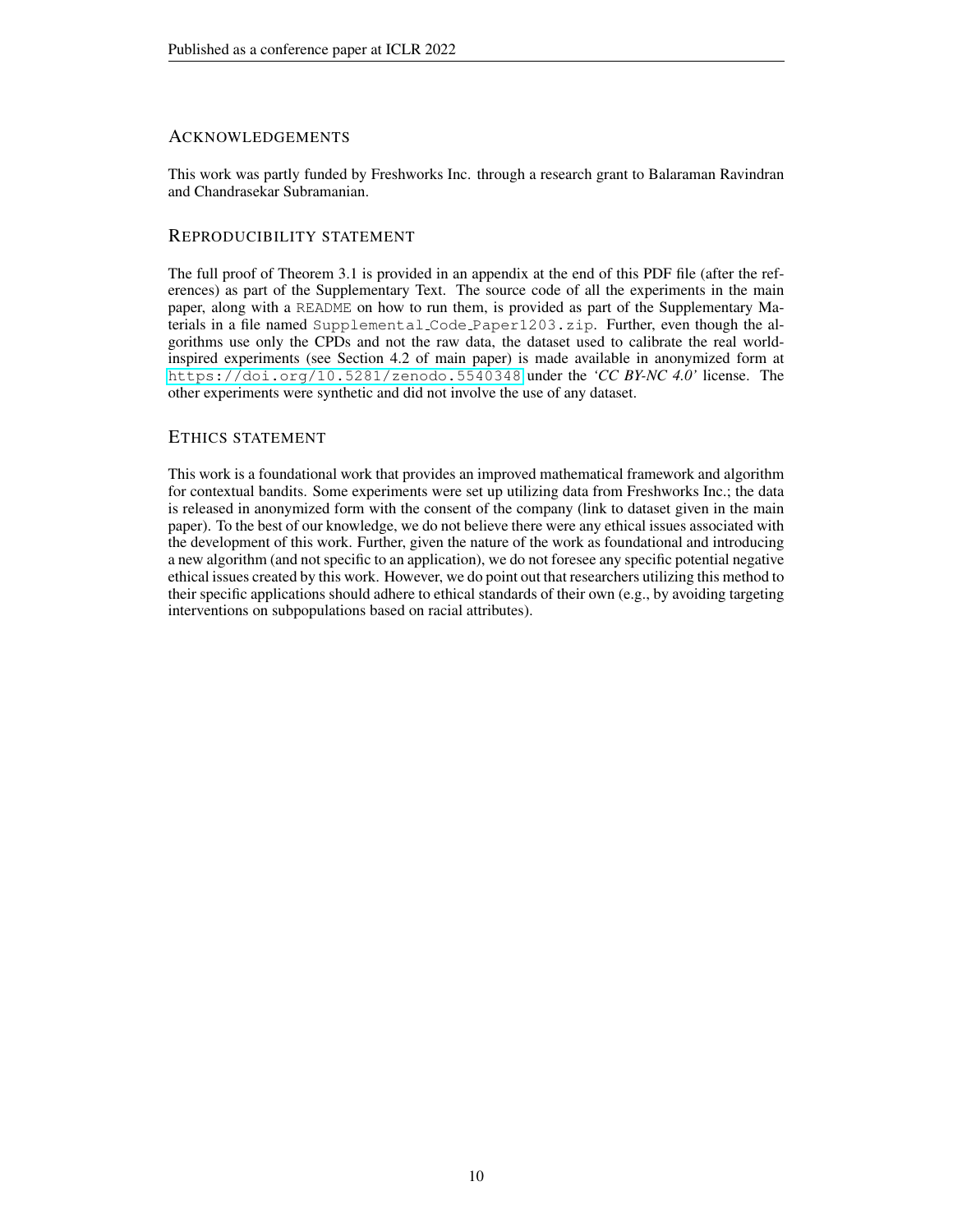## Acknowledgements

This work was partly funded by Freshworks Inc. through a research grant to Balaraman Ravindran and Chandrasekar Subramanian.

## Reproducibility statement

The full proof of Theorem 3.1 is provided in an appendix at the end of this PDF file (after the references) as part of the Supplementary Text. The source code of all the experiments in the main paper, along with a `README` on how to run them, is provided as part of the Supplementary Materials in a file named `Supplemental_Code_Paper1203.zip`. Further, even though the algorithms use only the CPDs and not the raw data, the dataset used to calibrate the real world-inspired experiments (see Section 4.2 of main paper) is made available in anonymized form at `https://doi.org/10.5281/zenodo.5540348` under the *'CC BY-NC 4.0'* license. The other experiments were synthetic and did not involve the use of any dataset.

## Ethics statement

This work is a foundational work that provides an improved mathematical framework and algorithm for contextual bandits. Some experiments were set up utilizing data from Freshworks Inc.; the data is released in anonymized form with the consent of the company (link to dataset given in the main paper). To the best of our knowledge, we do not believe there were any ethical issues associated with the development of this work. Further, given the nature of the work as foundational and introducing a new algorithm (and not specific to an application), we do not foresee any specific potential negative ethical issues created by this work. However, we do point out that researchers utilizing this method to their specific applications should adhere to ethical standards of their own (e.g., by avoiding targeting interventions on subpopulations based on racial attributes).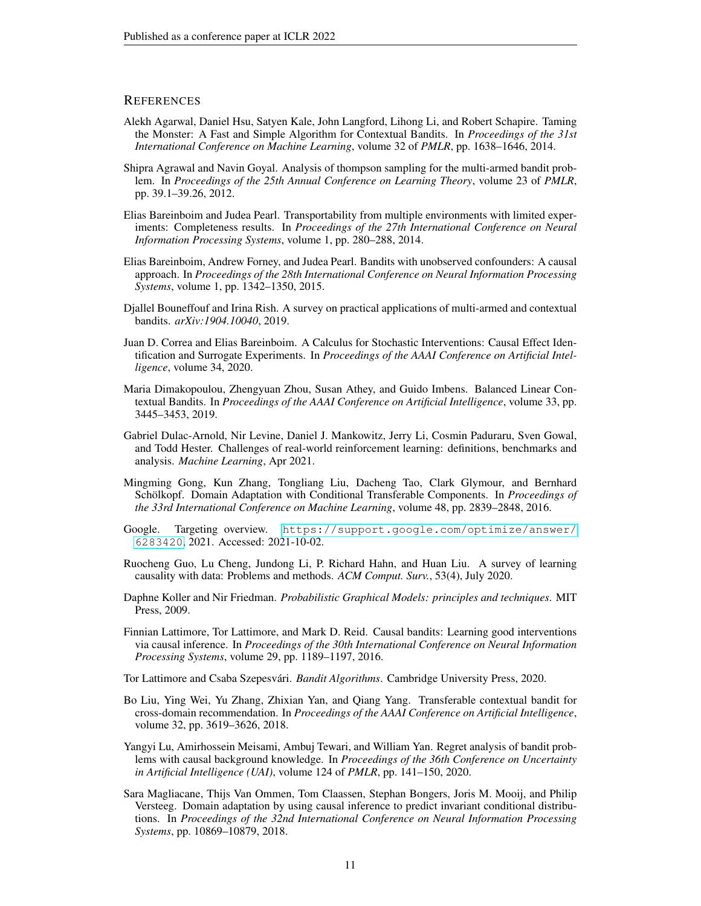## References

Alekh Agarwal, Daniel Hsu, Satyen Kale, John Langford, Lihong Li, and Robert Schapire. Taming the Monster: A Fast and Simple Algorithm for Contextual Bandits. In *Proceedings of the 31st International Conference on Machine Learning*, volume 32 of *PMLR*, pp. 1638–1646, 2014.

Shipra Agrawal and Navin Goyal. Analysis of thompson sampling for the multi-armed bandit problem. In *Proceedings of the 25th Annual Conference on Learning Theory*, volume 23 of *PMLR*, pp. 39.1–39.26, 2012.

Elias Bareinboim and Judea Pearl. Transportability from multiple environments with limited experiments: Completeness results. In *Proceedings of the 27th International Conference on Neural Information Processing Systems*, volume 1, pp. 280–288, 2014.

Elias Bareinboim, Andrew Forney, and Judea Pearl. Bandits with unobserved confounders: A causal approach. In *Proceedings of the 28th International Conference on Neural Information Processing Systems*, volume 1, pp. 1342–1350, 2015.

Djallel Bouneffouf and Irina Rish. A survey on practical applications of multi-armed and contextual bandits. *arXiv:1904.10040*, 2019.

Juan D. Correa and Elias Bareinboim. A Calculus for Stochastic Interventions: Causal Effect Identification and Surrogate Experiments. In *Proceedings of the AAAI Conference on Artificial Intelligence*, volume 34, 2020.

Maria Dimakopoulou, Zhengyuan Zhou, Susan Athey, and Guido Imbens. Balanced Linear Contextual Bandits. In *Proceedings of the AAAI Conference on Artificial Intelligence*, volume 33, pp. 3445–3453, 2019.

Gabriel Dulac-Arnold, Nir Levine, Daniel J. Mankowitz, Jerry Li, Cosmin Paduraru, Sven Gowal, and Todd Hester. Challenges of real-world reinforcement learning: definitions, benchmarks and analysis. *Machine Learning*, Apr 2021.

Mingming Gong, Kun Zhang, Tongliang Liu, Dacheng Tao, Clark Glymour, and Bernhard Schölkopf. Domain Adaptation with Conditional Transferable Components. In *Proceedings of the 33rd International Conference on Machine Learning*, volume 48, pp. 2839–2848, 2016.

Google. Targeting overview. https://support.google.com/optimize/answer/6283420, 2021. Accessed: 2021-10-02.

Ruocheng Guo, Lu Cheng, Jundong Li, P. Richard Hahn, and Huan Liu. A survey of learning causality with data: Problems and methods. *ACM Comput. Surv.*, 53(4), July 2020.

Daphne Koller and Nir Friedman. *Probabilistic Graphical Models: principles and techniques*. MIT Press, 2009.

Finnian Lattimore, Tor Lattimore, and Mark D. Reid. Causal bandits: Learning good interventions via causal inference. In *Proceedings of the 30th International Conference on Neural Information Processing Systems*, volume 29, pp. 1189–1197, 2016.

Tor Lattimore and Csaba Szepesvári. *Bandit Algorithms*. Cambridge University Press, 2020.

Bo Liu, Ying Wei, Yu Zhang, Zhixian Yan, and Qiang Yang. Transferable contextual bandit for cross-domain recommendation. In *Proceedings of the AAAI Conference on Artificial Intelligence*, volume 32, pp. 3619–3626, 2018.

Yangyi Lu, Amirhossein Meisami, Ambuj Tewari, and William Yan. Regret analysis of bandit problems with causal background knowledge. In *Proceedings of the 36th Conference on Uncertainty in Artificial Intelligence (UAI)*, volume 124 of *PMLR*, pp. 141–150, 2020.

Sara Magliacane, Thijs Van Ommen, Tom Claassen, Stephan Bongers, Joris M. Mooij, and Philip Versteeg. Domain adaptation by using causal inference to predict invariant conditional distributions. In *Proceedings of the 32nd International Conference on Neural Information Processing Systems*, pp. 10869–10879, 2018.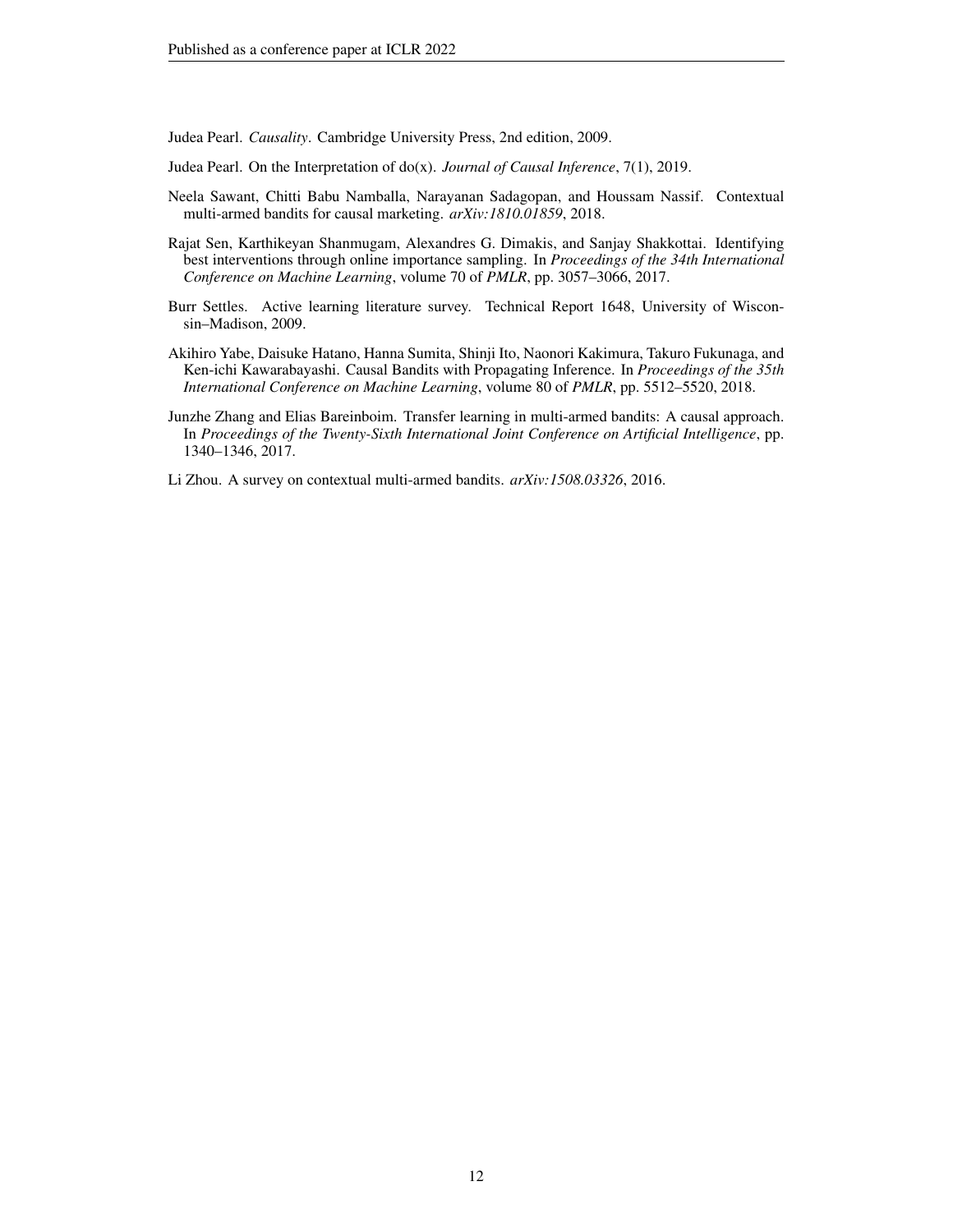Judea Pearl. *Causality*. Cambridge University Press, 2nd edition, 2009.

Judea Pearl. On the Interpretation of do(x). *Journal of Causal Inference*, 7(1), 2019.

Neela Sawant, Chitti Babu Namballa, Narayanan Sadagopan, and Houssam Nassif. Contextual multi-armed bandits for causal marketing. *arXiv:1810.01859*, 2018.

Rajat Sen, Karthikeyan Shanmugam, Alexandres G. Dimakis, and Sanjay Shakkottai. Identifying best interventions through online importance sampling. In *Proceedings of the 34th International Conference on Machine Learning*, volume 70 of *PMLR*, pp. 3057–3066, 2017.

Burr Settles. Active learning literature survey. Technical Report 1648, University of Wisconsin–Madison, 2009.

Akihiro Yabe, Daisuke Hatano, Hanna Sumita, Shinji Ito, Naonori Kakimura, Takuro Fukunaga, and Ken-ichi Kawarabayashi. Causal Bandits with Propagating Inference. In *Proceedings of the 35th International Conference on Machine Learning*, volume 80 of *PMLR*, pp. 5512–5520, 2018.

Junzhe Zhang and Elias Bareinboim. Transfer learning in multi-armed bandits: A causal approach. In *Proceedings of the Twenty-Sixth International Joint Conference on Artificial Intelligence*, pp. 1340–1346, 2017.

Li Zhou. A survey on contextual multi-armed bandits. *arXiv:1508.03326*, 2016.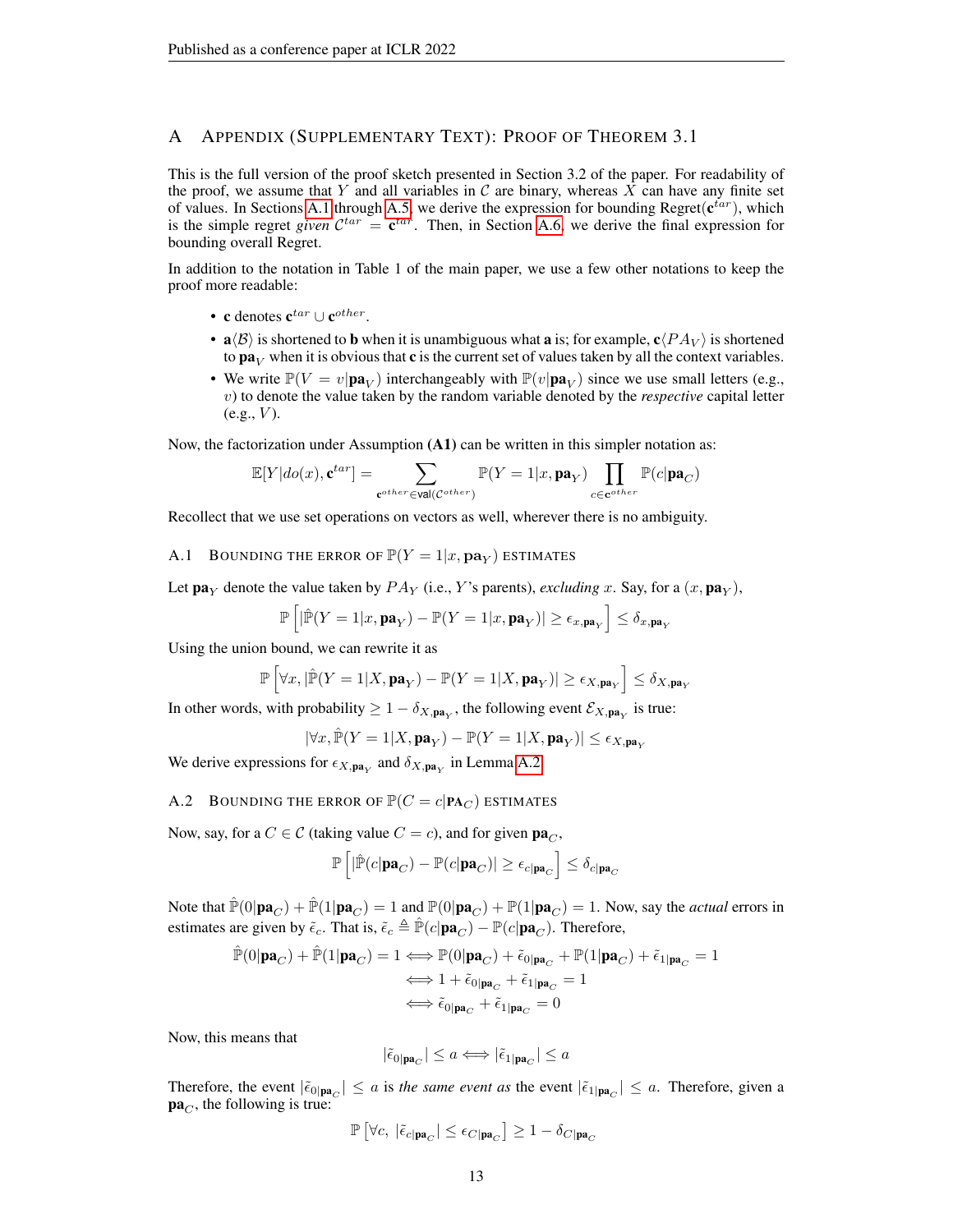## A Appendix (Supplementary Text): Proof of Theorem 3.1

This is the full version of the proof sketch presented in Section 3.2 of the paper. For readability of the proof, we assume that $Y$ and all variables in $\mathcal{C}$ are binary, whereas $X$ can have any finite set of values. In Sections A.1 through A.5, we derive the expression for bounding Regret($\mathbf{c}^{tar}$), which is the simple regret *given* $\mathcal{C}^{tar} = \mathbf{c}^{tar}$. Then, in Section A.6, we derive the final expression for bounding overall Regret.

In addition to the notation in Table 1 of the main paper, we use a few other notations to keep the proof more readable:

- $\mathbf{c}$ denotes $\mathbf{c}^{tar} \cup \mathbf{c}^{other}$.
- $\mathbf{a}\langle\mathcal{B}\rangle$ is shortened to $\mathbf{b}$ when it is unambiguous what $\mathbf{a}$ is; for example, $\mathbf{c}\langle PA_V\rangle$ is shortened to $\mathbf{pa}_V$ when it is obvious that $\mathbf{c}$ is the current set of values taken by all the context variables.
- We write $\mathbb{P}(V = v|\mathbf{pa}_V)$ interchangeably with $\mathbb{P}(v|\mathbf{pa}_V)$ since we use small letters (e.g., $v$) to denote the value taken by the random variable denoted by the *respective* capital letter (e.g., $V$).

Now, the factorization under Assumption **(A1)** can be written in this simpler notation as:

$$\mathbb{E}[Y|do(x), \mathbf{c}^{tar}] = \sum_{\mathbf{c}^{other} \in \mathsf{val}(\mathcal{C}^{other})} \mathbb{P}(Y = 1|x, \mathbf{pa}_Y) \prod_{c \in \mathbf{c}^{other}} \mathbb{P}(c|\mathbf{pa}_C)$$

Recollect that we use set operations on vectors as well, wherever there is no ambiguity.

### A.1 Bounding the error of $\mathbb{P}(Y = 1|x, \mathbf{pa}_Y)$ estimates

Let $\mathbf{pa}_Y$ denote the value taken by $PA_Y$ (i.e., $Y$'s parents), *excluding* $x$. Say, for a $(x, \mathbf{pa}_Y)$,

$$\mathbb{P}\left[|\hat{\mathbb{P}}(Y = 1|x, \mathbf{pa}_Y) - \mathbb{P}(Y = 1|x, \mathbf{pa}_Y)| \geq \epsilon_{x,\mathbf{pa}_Y}\right] \leq \delta_{x,\mathbf{pa}_Y}$$

Using the union bound, we can rewrite it as

$$\mathbb{P}\left[\forall x, |\hat{\mathbb{P}}(Y = 1|X, \mathbf{pa}_Y) - \mathbb{P}(Y = 1|X, \mathbf{pa}_Y)| \geq \epsilon_{X,\mathbf{pa}_Y}\right] \leq \delta_{X,\mathbf{pa}_Y}$$

In other words, with probability $\geq 1 - \delta_{X,\mathbf{pa}_Y}$, the following event $\mathcal{E}_{X,\mathbf{pa}_Y}$ is true:

$$|\forall x, \hat{\mathbb{P}}(Y = 1|X, \mathbf{pa}_Y) - \mathbb{P}(Y = 1|X, \mathbf{pa}_Y)| \leq \epsilon_{X,\mathbf{pa}_Y}$$

We derive expressions for $\epsilon_{X,\mathbf{pa}_Y}$ and $\delta_{X,\mathbf{pa}_Y}$ in Lemma A.2.

### A.2 Bounding the error of $\mathbb{P}(C = c|\mathbf{PA}_C)$ estimates

Now, say, for a $C \in \mathcal{C}$ (taking value $C = c$), and for given $\mathbf{pa}_C$,

$$\mathbb{P}\left[|\hat{\mathbb{P}}(c|\mathbf{pa}_C) - \mathbb{P}(c|\mathbf{pa}_C)| \geq \epsilon_{c|\mathbf{pa}_C}\right] \leq \delta_{c|\mathbf{pa}_C}$$

Note that $\hat{\mathbb{P}}(0|\mathbf{pa}_C) + \hat{\mathbb{P}}(1|\mathbf{pa}_C) = 1$ and $\mathbb{P}(0|\mathbf{pa}_C) + \mathbb{P}(1|\mathbf{pa}_C) = 1$. Now, say the *actual* errors in estimates are given by $\tilde{\epsilon}_c$. That is, $\tilde{\epsilon}_c \triangleq \hat{\mathbb{P}}(c|\mathbf{pa}_C) - \mathbb{P}(c|\mathbf{pa}_C)$. Therefore,

$$\begin{aligned}
\hat{\mathbb{P}}(0|\mathbf{pa}_C) + \hat{\mathbb{P}}(1|\mathbf{pa}_C) = 1 &\iff \mathbb{P}(0|\mathbf{pa}_C) + \tilde{\epsilon}_{0|\mathbf{pa}_C} + \mathbb{P}(1|\mathbf{pa}_C) + \tilde{\epsilon}_{1|\mathbf{pa}_C} = 1 \\
&\iff 1 + \tilde{\epsilon}_{0|\mathbf{pa}_C} + \tilde{\epsilon}_{1|\mathbf{pa}_C} = 1 \\
&\iff \tilde{\epsilon}_{0|\mathbf{pa}_C} + \tilde{\epsilon}_{1|\mathbf{pa}_C} = 0
\end{aligned}$$

Now, this means that

$$|\tilde{\epsilon}_{0|\mathbf{pa}_C}| \leq a \iff |\tilde{\epsilon}_{1|\mathbf{pa}_C}| \leq a$$

Therefore, the event $|\tilde{\epsilon}_{0|\mathbf{pa}_C}| \leq a$ is *the same event as* the event $|\tilde{\epsilon}_{1|\mathbf{pa}_C}| \leq a$. Therefore, given a $\mathbf{pa}_C$, the following is true:

$$\mathbb{P}\left[\forall c,\ |\tilde{\epsilon}_{c|\mathbf{pa}_C}| \leq \epsilon_{C|\mathbf{pa}_C}\right] \geq 1 - \delta_{C|\mathbf{pa}_C}$$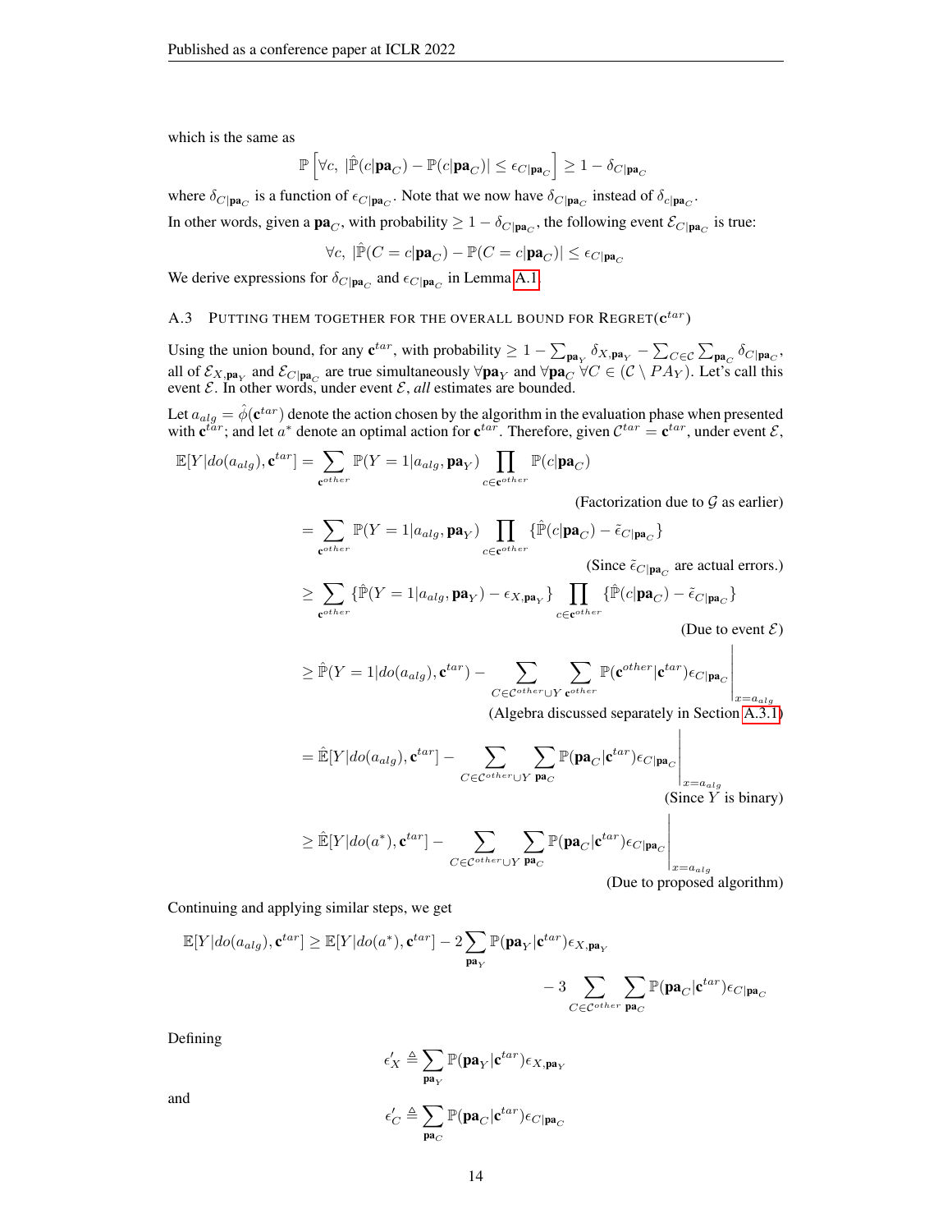which is the same as

$$\mathbb{P}\left[\forall c,\ |\hat{\mathbb{P}}(c|\mathbf{pa}_C) - \mathbb{P}(c|\mathbf{pa}_C)| \le \epsilon_{C|\mathbf{pa}_C}\right] \ge 1 - \delta_{C|\mathbf{pa}_C}$$

where $\delta_{C|\mathbf{pa}_C}$ is a function of $\epsilon_{C|\mathbf{pa}_C}$. Note that we now have $\delta_{C|\mathbf{pa}_C}$ instead of $\delta_{c|\mathbf{pa}_C}$.

In other words, given a $\mathbf{pa}_C$, with probability $\ge 1 - \delta_{C|\mathbf{pa}_C}$, the following event $\mathcal{E}_{C|\mathbf{pa}_C}$ is true:

$$\forall c,\ |\hat{\mathbb{P}}(C = c|\mathbf{pa}_C) - \mathbb{P}(C = c|\mathbf{pa}_C)| \le \epsilon_{C|\mathbf{pa}_C}$$

We derive expressions for $\delta_{C|\mathbf{pa}_C}$ and $\epsilon_{C|\mathbf{pa}_C}$ in Lemma A.1.

### A.3 Putting them together for the overall bound for Regret($\mathbf{c}^{tar}$)

Using the union bound, for any $\mathbf{c}^{tar}$, with probability $\ge 1 - \sum_{\mathbf{pa}_Y} \delta_{X,\mathbf{pa}_Y} - \sum_{C \in \mathcal{C}} \sum_{\mathbf{pa}_C} \delta_{C|\mathbf{pa}_C}$, all of $\mathcal{E}_{X,\mathbf{pa}_Y}$ and $\mathcal{E}_{C|\mathbf{pa}_C}$ are true simultaneously $\forall \mathbf{pa}_Y$ and $\forall \mathbf{pa}_C\ \forall C \in (\mathcal{C} \setminus PA_Y)$. Let's call this event $\mathcal{E}$. In other words, under event $\mathcal{E}$, *all* estimates are bounded.

Let $a_{alg} = \hat{\phi}(\mathbf{c}^{tar})$ denote the action chosen by the algorithm in the evaluation phase when presented with $\mathbf{c}^{tar}$; and let $a^*$ denote an optimal action for $\mathbf{c}^{tar}$. Therefore, given $\mathcal{C}^{tar} = \mathbf{c}^{tar}$, under event $\mathcal{E}$,

$$\begin{aligned}
\mathbb{E}[Y|do(a_{alg}), \mathbf{c}^{tar}] &= \sum_{\mathbf{c}^{other}} \mathbb{P}(Y = 1|a_{alg}, \mathbf{pa}_Y) \prod_{c \in \mathbf{c}^{other}} \mathbb{P}(c|\mathbf{pa}_C) && \text{(Factorization due to } \mathcal{G} \text{ as earlier)} \\
&= \sum_{\mathbf{c}^{other}} \mathbb{P}(Y = 1|a_{alg}, \mathbf{pa}_Y) \prod_{c \in \mathbf{c}^{other}} \{\hat{\mathbb{P}}(c|\mathbf{pa}_C) - \tilde{\epsilon}_{C|\mathbf{pa}_C}\} && \text{(Since } \tilde{\epsilon}_{C|\mathbf{pa}_C} \text{ are actual errors.)} \\
&\ge \sum_{\mathbf{c}^{other}} \{\hat{\mathbb{P}}(Y = 1|a_{alg}, \mathbf{pa}_Y) - \epsilon_{X,\mathbf{pa}_Y}\} \prod_{c \in \mathbf{c}^{other}} \{\hat{\mathbb{P}}(c|\mathbf{pa}_C) - \tilde{\epsilon}_{C|\mathbf{pa}_C}\} && \text{(Due to event } \mathcal{E}\text{)} \\
&\ge \hat{\mathbb{P}}(Y = 1|do(a_{alg}), \mathbf{c}^{tar}) - \sum_{C \in \mathcal{C}^{other} \cup Y} \sum_{\mathbf{c}^{other}} \mathbb{P}(\mathbf{c}^{other}|\mathbf{c}^{tar}) \epsilon_{C|\mathbf{pa}_C} \Bigg|_{x = a_{alg}} && \text{(Algebra discussed separately in Section A.3.1)} \\
&= \hat{\mathbb{E}}[Y|do(a_{alg}), \mathbf{c}^{tar}] - \sum_{C \in \mathcal{C}^{other} \cup Y} \sum_{\mathbf{pa}_C} \mathbb{P}(\mathbf{pa}_C|\mathbf{c}^{tar}) \epsilon_{C|\mathbf{pa}_C} \Bigg|_{x = a_{alg}} && \text{(Since } Y \text{ is binary)} \\
&\ge \hat{\mathbb{E}}[Y|do(a^*), \mathbf{c}^{tar}] - \sum_{C \in \mathcal{C}^{other} \cup Y} \sum_{\mathbf{pa}_C} \mathbb{P}(\mathbf{pa}_C|\mathbf{c}^{tar}) \epsilon_{C|\mathbf{pa}_C} \Bigg|_{x = a_{alg}} && \text{(Due to proposed algorithm)}
\end{aligned}$$

Continuing and applying similar steps, we get

$$\begin{aligned}
\mathbb{E}[Y|do(a_{alg}), \mathbf{c}^{tar}] \ge \mathbb{E}[Y|do(a^*), \mathbf{c}^{tar}] &- 2\sum_{\mathbf{pa}_Y} \mathbb{P}(\mathbf{pa}_Y|\mathbf{c}^{tar}) \epsilon_{X,\mathbf{pa}_Y} \\
&- 3 \sum_{C \in \mathcal{C}^{other}} \sum_{\mathbf{pa}_C} \mathbb{P}(\mathbf{pa}_C|\mathbf{c}^{tar}) \epsilon_{C|\mathbf{pa}_C}
\end{aligned}$$

Defining

$$\epsilon'_X \triangleq \sum_{\mathbf{pa}_Y} \mathbb{P}(\mathbf{pa}_Y|\mathbf{c}^{tar}) \epsilon_{X,\mathbf{pa}_Y}$$

and

$$\epsilon'_C \triangleq \sum_{\mathbf{pa}_C} \mathbb{P}(\mathbf{pa}_C|\mathbf{c}^{tar}) \epsilon_{C|\mathbf{pa}_C}$$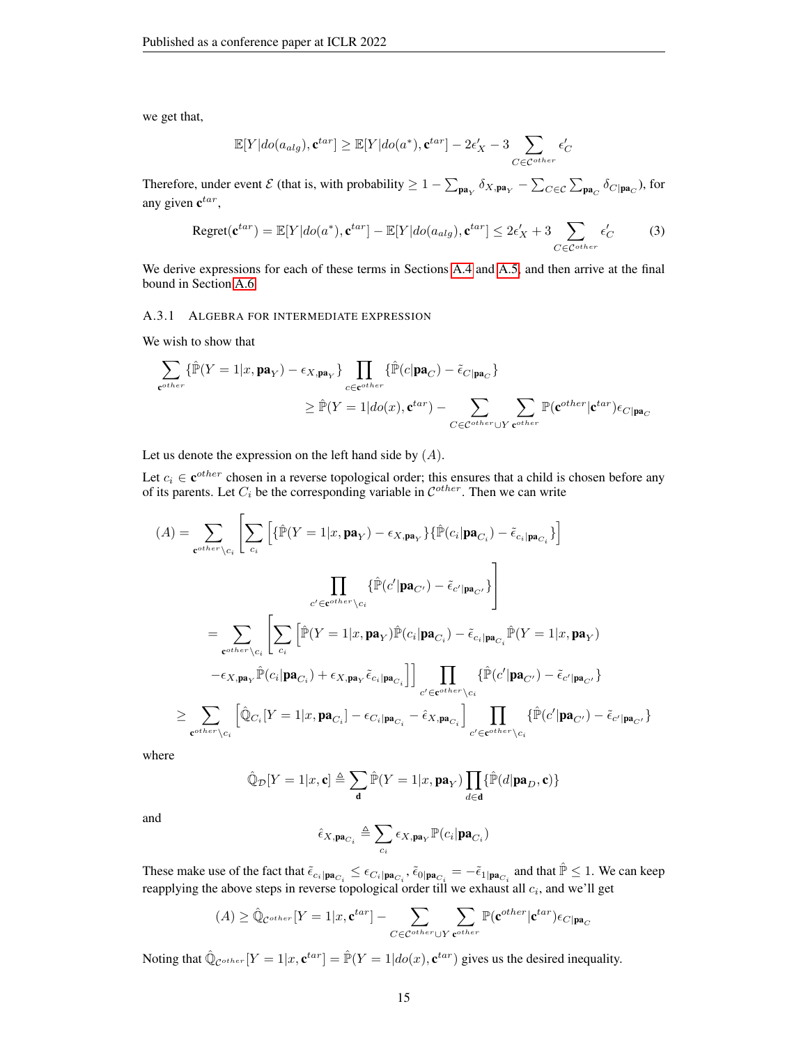we get that,

$$\mathbb{E}[Y|do(a_{alg}), \mathbf{c}^{tar}] \geq \mathbb{E}[Y|do(a^*), \mathbf{c}^{tar}] - 2\epsilon'_X - 3 \sum_{C \in \mathcal{C}^{other}} \epsilon'_C$$

Therefore, under event $\mathcal{E}$ (that is, with probability $\geq 1 - \sum_{\mathbf{pa}_Y} \delta_{X,\mathbf{pa}_Y} - \sum_{C\in\mathcal{C}} \sum_{\mathbf{pa}_C} \delta_{C|\mathbf{pa}_C}$), for any given $\mathbf{c}^{tar}$,

$$\text{Regret}(\mathbf{c}^{tar}) = \mathbb{E}[Y|do(a^*), \mathbf{c}^{tar}] - \mathbb{E}[Y|do(a_{alg}), \mathbf{c}^{tar}] \leq 2\epsilon'_X + 3 \sum_{C \in \mathcal{C}^{other}} \epsilon'_C \tag{3}$$

We derive expressions for each of these terms in Sections A.4 and A.5, and then arrive at the final bound in Section A.6.

### A.3.1 Algebra for intermediate expression

We wish to show that

$$\sum_{\mathbf{c}^{other}} \{\hat{\mathbb{P}}(Y=1|x, \mathbf{pa}_Y) - \epsilon_{X,\mathbf{pa}_Y}\} \prod_{c \in \mathbf{c}^{other}} \{\hat{\mathbb{P}}(c|\mathbf{pa}_C) - \tilde{\epsilon}_{C|\mathbf{pa}_C}\}$$
$$\geq \hat{\mathbb{P}}(Y=1|do(x), \mathbf{c}^{tar}) - \sum_{C \in \mathcal{C}^{other} \cup Y} \sum_{\mathbf{c}^{other}} \mathbb{P}(\mathbf{c}^{other}|\mathbf{c}^{tar}) \epsilon_{C|\mathbf{pa}_C}$$

Let us denote the expression on the left hand side by $(A)$.

Let $c_i \in \mathbf{c}^{other}$ chosen in a reverse topological order; this ensures that a child is chosen before any of its parents. Let $C_i$ be the corresponding variable in $\mathcal{C}^{other}$. Then we can write

$$\begin{aligned}
(A) &= \sum_{\mathbf{c}^{other}\setminus c_i} \left[ \sum_{c_i} \Big[ \{\hat{\mathbb{P}}(Y=1|x, \mathbf{pa}_Y) - \epsilon_{X,\mathbf{pa}_Y}\}\{\hat{\mathbb{P}}(c_i|\mathbf{pa}_{C_i}) - \tilde{\epsilon}_{c_i|\mathbf{pa}_{C_i}}\} \Big] \right. \\
&\qquad \left. \prod_{c' \in \mathbf{c}^{other}\setminus c_i} \{\hat{\mathbb{P}}(c'|\mathbf{pa}_{C'}) - \tilde{\epsilon}_{c'|\mathbf{pa}_{C'}}\} \right] \\
&= \sum_{\mathbf{c}^{other}\setminus c_i} \left[ \sum_{c_i} \Big[ \hat{\mathbb{P}}(Y=1|x, \mathbf{pa}_Y)\hat{\mathbb{P}}(c_i|\mathbf{pa}_{C_i}) - \tilde{\epsilon}_{c_i|\mathbf{pa}_{C_i}} \hat{\mathbb{P}}(Y=1|x, \mathbf{pa}_Y) \right. \\
&\qquad \left. - \epsilon_{X,\mathbf{pa}_Y}\hat{\mathbb{P}}(c_i|\mathbf{pa}_{C_i}) + \epsilon_{X,\mathbf{pa}_Y}\tilde{\epsilon}_{c_i|\mathbf{pa}_{C_i}} \Big] \right] \prod_{c' \in \mathbf{c}^{other}\setminus c_i} \{\hat{\mathbb{P}}(c'|\mathbf{pa}_{C'}) - \tilde{\epsilon}_{c'|\mathbf{pa}_{C'}}\} \\
&\geq \sum_{\mathbf{c}^{other}\setminus c_i} \Big[ \hat{\mathbb{Q}}_{C_i}[Y=1|x, \mathbf{pa}_{C_i}] - \epsilon_{C_i|\mathbf{pa}_{C_i}} - \hat{\epsilon}_{X,\mathbf{pa}_{C_i}} \Big] \prod_{c' \in \mathbf{c}^{other}\setminus c_i} \{\hat{\mathbb{P}}(c'|\mathbf{pa}_{C'}) - \tilde{\epsilon}_{c'|\mathbf{pa}_{C'}}\}
\end{aligned}$$

where

$$\hat{\mathbb{Q}}_{\mathcal{D}}[Y=1|x, \mathbf{c}] \triangleq \sum_{\mathbf{d}} \hat{\mathbb{P}}(Y=1|x, \mathbf{pa}_Y) \prod_{d \in \mathbf{d}} \{\hat{\mathbb{P}}(d|\mathbf{pa}_D, \mathbf{c})\}$$

and

$$\hat{\epsilon}_{X,\mathbf{pa}_{C_i}} \triangleq \sum_{c_i} \epsilon_{X,\mathbf{pa}_Y} \mathbb{P}(c_i|\mathbf{pa}_{C_i})$$

These make use of the fact that $\tilde{\epsilon}_{c_i|\mathbf{pa}_{C_i}} \leq \epsilon_{C_i|\mathbf{pa}_{C_i}}$, $\tilde{\epsilon}_{0|\mathbf{pa}_{C_i}} = -\tilde{\epsilon}_{1|\mathbf{pa}_{C_i}}$ and that $\hat{\mathbb{P}} \leq 1$. We can keep reapplying the above steps in reverse topological order till we exhaust all $c_i$, and we'll get

$$(A) \geq \hat{\mathbb{Q}}_{\mathcal{C}^{other}}[Y=1|x, \mathbf{c}^{tar}] - \sum_{C \in \mathcal{C}^{other} \cup Y} \sum_{\mathbf{c}^{other}} \mathbb{P}(\mathbf{c}^{other}|\mathbf{c}^{tar}) \epsilon_{C|\mathbf{pa}_C}$$

Noting that $\hat{\mathbb{Q}}_{\mathcal{C}^{other}}[Y=1|x, \mathbf{c}^{tar}] = \hat{\mathbb{P}}(Y=1|do(x), \mathbf{c}^{tar})$ gives us the desired inequality.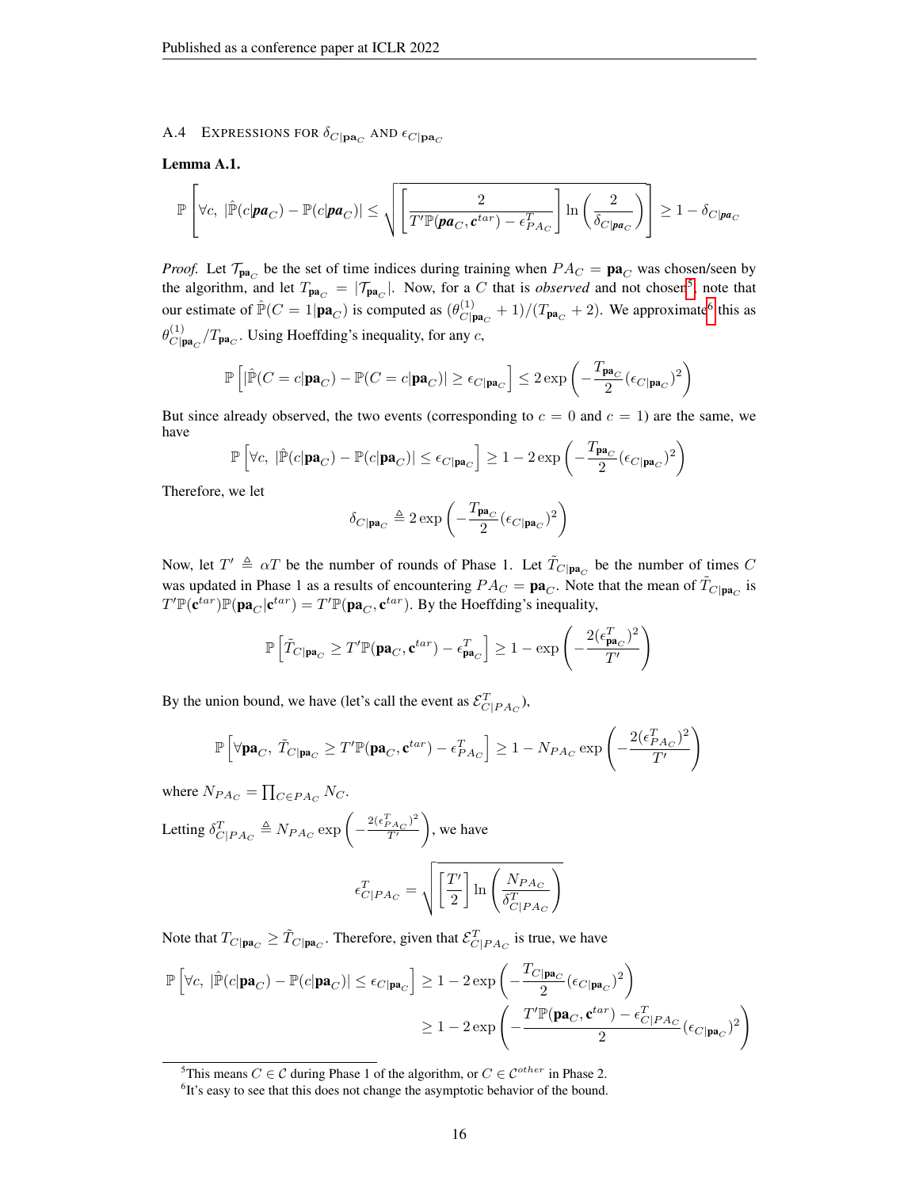### A.4 Expressions for $\delta_{C|\mathbf{pa}_C}$ and $\epsilon_{C|\mathbf{pa}_C}$

**Lemma A.1.**

$$\mathbb{P}\left[\forall c,\ |\hat{\mathbb{P}}(c|\boldsymbol{pa}_C) - \mathbb{P}(c|\boldsymbol{pa}_C)| \leq \sqrt{\left[\frac{2}{T'\mathbb{P}(\boldsymbol{pa}_C, \mathbf{c}^{tar}) - \epsilon^T_{PA_C}}\right] \ln\left(\frac{2}{\delta_{C|\boldsymbol{pa}_C}}\right)}\right] \geq 1 - \delta_{C|\boldsymbol{pa}_C}$$

*Proof.* Let $\mathcal{T}_{\mathbf{pa}_C}$ be the set of time indices during training when $PA_C = \mathbf{pa}_C$ was chosen/seen by the algorithm, and let $T_{\mathbf{pa}_C} = |\mathcal{T}_{\mathbf{pa}_C}|$. Now, for a $C$ that is *observed* and not chosen[5], note that our estimate of $\hat{\mathbb{P}}(C = 1|\mathbf{pa}_C)$ is computed as $(\theta^{(1)}_{C|\mathbf{pa}_C} + 1)/(T_{\mathbf{pa}_C} + 2)$. We approximate[6] this as $\theta^{(1)}_{C|\mathbf{pa}_C}/T_{\mathbf{pa}_C}$. Using Hoeffding's inequality, for any $c$,

$$\mathbb{P}\left[|\hat{\mathbb{P}}(C = c|\mathbf{pa}_C) - \mathbb{P}(C = c|\mathbf{pa}_C)| \geq \epsilon_{C|\mathbf{pa}_C}\right] \leq 2\exp\left(-\frac{T_{\mathbf{pa}_C}}{2}(\epsilon_{C|\mathbf{pa}_C})^2\right)$$

But since already observed, the two events (corresponding to $c = 0$ and $c = 1$) are the same, we have

$$\mathbb{P}\left[\forall c,\ |\hat{\mathbb{P}}(c|\mathbf{pa}_C) - \mathbb{P}(c|\mathbf{pa}_C)| \leq \epsilon_{C|\mathbf{pa}_C}\right] \geq 1 - 2\exp\left(-\frac{T_{\mathbf{pa}_C}}{2}(\epsilon_{C|\mathbf{pa}_C})^2\right)$$

Therefore, we let

$$\delta_{C|\mathbf{pa}_C} \triangleq 2\exp\left(-\frac{T_{\mathbf{pa}_C}}{2}(\epsilon_{C|\mathbf{pa}_C})^2\right)$$

Now, let $T' \triangleq \alpha T$ be the number of rounds of Phase 1. Let $\tilde{T}_{C|\mathbf{pa}_C}$ be the number of times $C$ was updated in Phase 1 as a results of encountering $PA_C = \mathbf{pa}_C$. Note that the mean of $\tilde{T}_{C|\mathbf{pa}_C}$ is $T'\mathbb{P}(\mathbf{c}^{tar})\mathbb{P}(\mathbf{pa}_C|\mathbf{c}^{tar}) = T'\mathbb{P}(\mathbf{pa}_C, \mathbf{c}^{tar})$. By the Hoeffding's inequality,

$$\mathbb{P}\left[\tilde{T}_{C|\mathbf{pa}_C} \geq T'\mathbb{P}(\mathbf{pa}_C, \mathbf{c}^{tar}) - \epsilon^T_{\mathbf{pa}_C}\right] \geq 1 - \exp\left(-\frac{2(\epsilon^T_{\mathbf{pa}_C})^2}{T'}\right)$$

By the union bound, we have (let's call the event as $\mathcal{E}^T_{C|PA_C}$),

$$\mathbb{P}\left[\forall \mathbf{pa}_C,\ \tilde{T}_{C|\mathbf{pa}_C} \geq T'\mathbb{P}(\mathbf{pa}_C, \mathbf{c}^{tar}) - \epsilon^T_{PA_C}\right] \geq 1 - N_{PA_C}\exp\left(-\frac{2(\epsilon^T_{PA_C})^2}{T'}\right)$$

where $N_{PA_C} = \prod_{C \in PA_C} N_C$.

Letting $\delta^T_{C|PA_C} \triangleq N_{PA_C}\exp\left(-\frac{2(\epsilon^T_{PA_C})^2}{T'}\right)$, we have

$$\epsilon^T_{C|PA_C} = \sqrt{\left[\frac{T'}{2}\right]\ln\left(\frac{N_{PA_C}}{\delta^T_{C|PA_C}}\right)}$$

Note that $T_{C|\mathbf{pa}_C} \geq \tilde{T}_{C|\mathbf{pa}_C}$. Therefore, given that $\mathcal{E}^T_{C|PA_C}$ is true, we have

$$\begin{aligned}\mathbb{P}\left[\forall c,\ |\hat{\mathbb{P}}(c|\mathbf{pa}_C) - \mathbb{P}(c|\mathbf{pa}_C)| \leq \epsilon_{C|\mathbf{pa}_C}\right] &\geq 1 - 2\exp\left(-\frac{T_{C|\mathbf{pa}_C}}{2}(\epsilon_{C|\mathbf{pa}_C})^2\right) \\ &\geq 1 - 2\exp\left(-\frac{T'\mathbb{P}(\mathbf{pa}_C, \mathbf{c}^{tar}) - \epsilon^T_{C|PA_C}}{2}(\epsilon_{C|\mathbf{pa}_C})^2\right)\end{aligned}$$

---

[5] This means $C \in \mathcal{C}$ during Phase 1 of the algorithm, or $C \in \mathcal{C}^{other}$ in Phase 2.

[6] It's easy to see that this does not change the asymptotic behavior of the bound.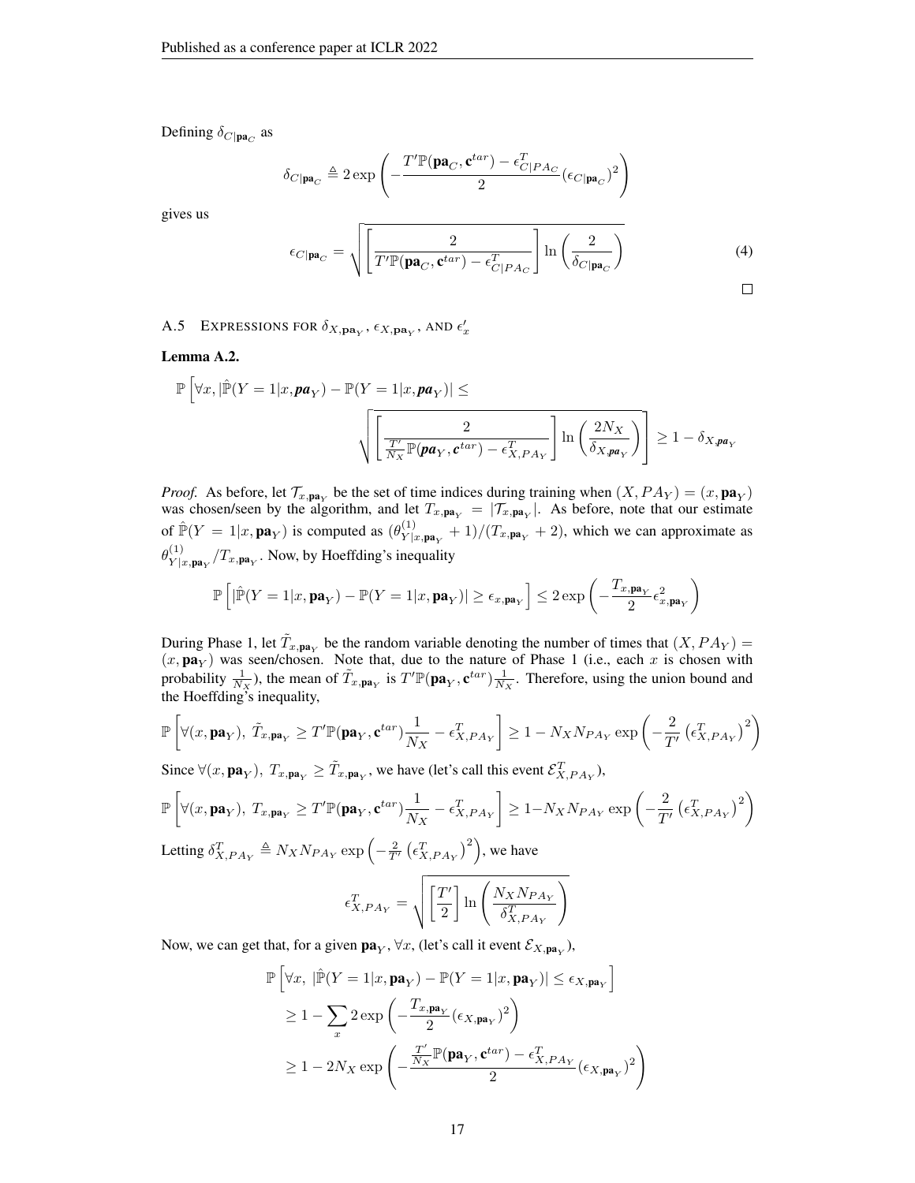Defining $\delta_{C|\mathbf{pa}_C}$ as

$$\delta_{C|\mathbf{pa}_C} \triangleq 2\exp\left(-\frac{T'\mathbb{P}(\mathbf{pa}_C, \mathbf{c}^{tar}) - \epsilon^T_{C|PA_C}}{2}(\epsilon_{C|\mathbf{pa}_C})^2\right)$$

gives us

$$\epsilon_{C|\mathbf{pa}_C} = \sqrt{\left[\frac{2}{T'\mathbb{P}(\mathbf{pa}_C, \mathbf{c}^{tar}) - \epsilon^T_{C|PA_C}}\right]\ln\left(\frac{2}{\delta_{C|\mathbf{pa}_C}}\right)} \tag{4}$$

□

### A.5 Expressions for $\delta_{X,\mathbf{pa}_Y}$, $\epsilon_{X,\mathbf{pa}_Y}$, and $\epsilon'_x$

**Lemma A.2.**

$$\mathbb{P}\left[\forall x, |\hat{\mathbb{P}}(Y=1|x,\boldsymbol{pa}_Y) - \mathbb{P}(Y=1|x,\boldsymbol{pa}_Y)| \leq \sqrt{\left[\frac{2}{\frac{T'}{N_X}\mathbb{P}(\boldsymbol{pa}_Y, \boldsymbol{c}^{tar}) - \epsilon^T_{X,PA_Y}}\right]\ln\left(\frac{2N_X}{\delta_{X,\boldsymbol{pa}_Y}}\right)}\right] \geq 1 - \delta_{X,\boldsymbol{pa}_Y}$$

*Proof.* As before, let $\mathcal{T}_{x,\mathbf{pa}_Y}$ be the set of time indices during training when $(X, PA_Y) = (x, \mathbf{pa}_Y)$ was chosen/seen by the algorithm, and let $T_{x,\mathbf{pa}_Y} = |\mathcal{T}_{x,\mathbf{pa}_Y}|$. As before, note that our estimate of $\hat{\mathbb{P}}(Y=1|x,\mathbf{pa}_Y)$ is computed as $(\theta^{(1)}_{Y|x,\mathbf{pa}_Y}+1)/(T_{x,\mathbf{pa}_Y}+2)$, which we can approximate as $\theta^{(1)}_{Y|x,\mathbf{pa}_Y}/T_{x,\mathbf{pa}_Y}$. Now, by Hoeffding's inequality

$$\mathbb{P}\left[|\hat{\mathbb{P}}(Y=1|x,\mathbf{pa}_Y) - \mathbb{P}(Y=1|x,\mathbf{pa}_Y)| \geq \epsilon_{x,\mathbf{pa}_Y}\right] \leq 2\exp\left(-\frac{T_{x,\mathbf{pa}_Y}}{2}\epsilon^2_{x,\mathbf{pa}_Y}\right)$$

During Phase 1, let $\tilde{T}_{x,\mathbf{pa}_Y}$ be the random variable denoting the number of times that $(X, PA_Y) = (x, \mathbf{pa}_Y)$ was seen/chosen. Note that, due to the nature of Phase 1 (i.e., each $x$ is chosen with probability $\frac{1}{N_X}$), the mean of $\tilde{T}_{x,\mathbf{pa}_Y}$ is $T'\mathbb{P}(\mathbf{pa}_Y, \mathbf{c}^{tar})\frac{1}{N_X}$. Therefore, using the union bound and the Hoeffding's inequality,

$$\mathbb{P}\left[\forall(x,\mathbf{pa}_Y),\ \tilde{T}_{x,\mathbf{pa}_Y} \geq T'\mathbb{P}(\mathbf{pa}_Y, \mathbf{c}^{tar})\frac{1}{N_X} - \epsilon^T_{X,PA_Y}\right] \geq 1 - N_X N_{PA_Y}\exp\left(-\frac{2}{T'}\left(\epsilon^T_{X,PA_Y}\right)^2\right)$$

Since $\forall(x,\mathbf{pa}_Y),\ T_{x,\mathbf{pa}_Y} \geq \tilde{T}_{x,\mathbf{pa}_Y}$, we have (let's call this event $\mathcal{E}^T_{X,PA_Y}$),

$$\mathbb{P}\left[\forall(x,\mathbf{pa}_Y),\ T_{x,\mathbf{pa}_Y} \geq T'\mathbb{P}(\mathbf{pa}_Y, \mathbf{c}^{tar})\frac{1}{N_X} - \epsilon^T_{X,PA_Y}\right] \geq 1 - N_X N_{PA_Y}\exp\left(-\frac{2}{T'}\left(\epsilon^T_{X,PA_Y}\right)^2\right)$$

Letting $\delta^T_{X,PA_Y} \triangleq N_X N_{PA_Y}\exp\left(-\frac{2}{T'}\left(\epsilon^T_{X,PA_Y}\right)^2\right)$, we have

$$\epsilon^T_{X,PA_Y} = \sqrt{\left[\frac{T'}{2}\right]\ln\left(\frac{N_X N_{PA_Y}}{\delta^T_{X,PA_Y}}\right)}$$

Now, we can get that, for a given $\mathbf{pa}_Y$, $\forall x$, (let's call it event $\mathcal{E}_{X,\mathbf{pa}_Y}$),

$$\begin{aligned}
&\mathbb{P}\left[\forall x,\ |\hat{\mathbb{P}}(Y=1|x,\mathbf{pa}_Y) - \mathbb{P}(Y=1|x,\mathbf{pa}_Y)| \leq \epsilon_{X,\mathbf{pa}_Y}\right] \\
&\geq 1 - \sum_x 2\exp\left(-\frac{T_{x,\mathbf{pa}_Y}}{2}(\epsilon_{X,\mathbf{pa}_Y})^2\right) \\
&\geq 1 - 2N_X\exp\left(-\frac{\frac{T'}{N_X}\mathbb{P}(\mathbf{pa}_Y, \mathbf{c}^{tar}) - \epsilon^T_{X,PA_Y}}{2}(\epsilon_{X,\mathbf{pa}_Y})^2\right)
\end{aligned}$$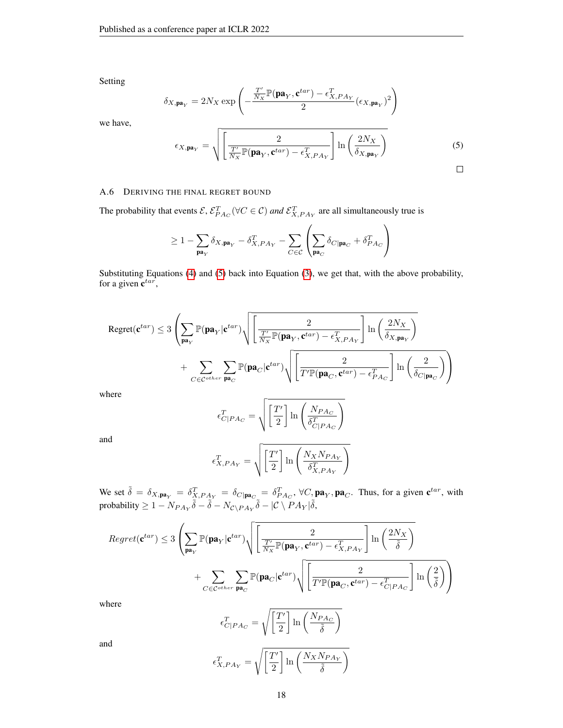Setting

$$\delta_{X,\mathbf{pa}_Y} = 2N_X \exp\left(-\frac{\frac{T'}{N_X}\mathbb{P}(\mathbf{pa}_Y, \mathbf{c}^{tar}) - \epsilon^T_{X,PA_Y}}{2}(\epsilon_{X,\mathbf{pa}_Y})^2\right)$$

we have,

$$\epsilon_{X,\mathbf{pa}_Y} = \sqrt{\left[\frac{2}{\frac{T'}{N_X}\mathbb{P}(\mathbf{pa}_Y, \mathbf{c}^{tar}) - \epsilon^T_{X,PA_Y}}\right] \ln\left(\frac{2N_X}{\delta_{X,\mathbf{pa}_Y}}\right)} \tag{5}$$

□

### A.6 Deriving the final regret bound

The probability that events $\mathcal{E}$, $\mathcal{E}^T_{PA_C} (\forall C \in \mathcal{C})$ *and* $\mathcal{E}^T_{X,PA_Y}$ are all simultaneously true is

$$\geq 1 - \sum_{\mathbf{pa}_Y} \delta_{X,\mathbf{pa}_Y} - \delta^T_{X,PA_Y} - \sum_{C\in\mathcal{C}}\left(\sum_{\mathbf{pa}_C} \delta_{C|\mathbf{pa}_C} + \delta^T_{PA_C}\right)$$

Substituting Equations (4) and (5) back into Equation (3), we get that, with the above probability, for a given $\mathbf{c}^{tar}$,

$$\text{Regret}(\mathbf{c}^{tar}) \leq 3\left(\sum_{\mathbf{pa}_Y} \mathbb{P}(\mathbf{pa}_Y|\mathbf{c}^{tar})\sqrt{\left[\frac{2}{\frac{T'}{N_X}\mathbb{P}(\mathbf{pa}_Y, \mathbf{c}^{tar}) - \epsilon^T_{X,PA_Y}}\right]\ln\left(\frac{2N_X}{\delta_{X,\mathbf{pa}_Y}}\right)}\right.$$
$$\left. + \sum_{C\in\mathcal{C}^{other}}\sum_{\mathbf{pa}_C} \mathbb{P}(\mathbf{pa}_C|\mathbf{c}^{tar})\sqrt{\left[\frac{2}{T'\mathbb{P}(\mathbf{pa}_C, \mathbf{c}^{tar}) - \epsilon^T_{PA_C}}\right]\ln\left(\frac{2}{\delta_{C|\mathbf{pa}_C}}\right)}\right)$$

where

$$\epsilon^T_{C|PA_C} = \sqrt{\left[\frac{T'}{2}\right]\ln\left(\frac{N_{PA_C}}{\delta^T_{C|PA_C}}\right)}$$

and

$$\epsilon^T_{X,PA_Y} = \sqrt{\left[\frac{T'}{2}\right]\ln\left(\frac{N_X N_{PA_Y}}{\delta^T_{X,PA_Y}}\right)}$$

We set $\tilde{\delta} = \delta_{X,\mathbf{pa}_Y} = \delta^T_{X,PA_Y} = \delta_{C|\mathbf{pa}_C} = \delta^T_{PA_C}, \forall C, \mathbf{pa}_Y, \mathbf{pa}_C$. Thus, for a given $\mathbf{c}^{tar}$, with probability $\geq 1 - N_{PA_Y}\tilde{\delta} - \tilde{\delta} - N_{\mathcal{C}\setminus PA_Y}\tilde{\delta} - |\mathcal{C} \setminus PA_Y|\tilde{\delta}$,

$$Regret(\mathbf{c}^{tar}) \leq 3\left(\sum_{\mathbf{pa}_Y} \mathbb{P}(\mathbf{pa}_Y|\mathbf{c}^{tar})\sqrt{\left[\frac{2}{\frac{T'}{N_X}\mathbb{P}(\mathbf{pa}_Y, \mathbf{c}^{tar}) - \epsilon^T_{X,PA_Y}}\right]\ln\left(\frac{2N_X}{\tilde{\delta}}\right)}\right.$$
$$\left. + \sum_{C\in\mathcal{C}^{other}}\sum_{\mathbf{pa}_C} \mathbb{P}(\mathbf{pa}_C|\mathbf{c}^{tar})\sqrt{\left[\frac{2}{T'\mathbb{P}(\mathbf{pa}_C, \mathbf{c}^{tar}) - \epsilon^T_{C|PA_C}}\right]\ln\left(\frac{2}{\tilde{\delta}}\right)}\right)$$

where

$$\epsilon^T_{C|PA_C} = \sqrt{\left[\frac{T'}{2}\right]\ln\left(\frac{N_{PA_C}}{\tilde{\delta}}\right)}$$

and

$$\epsilon^T_{X,PA_Y} = \sqrt{\left[\frac{T'}{2}\right]\ln\left(\frac{N_X N_{PA_Y}}{\tilde{\delta}}\right)}$$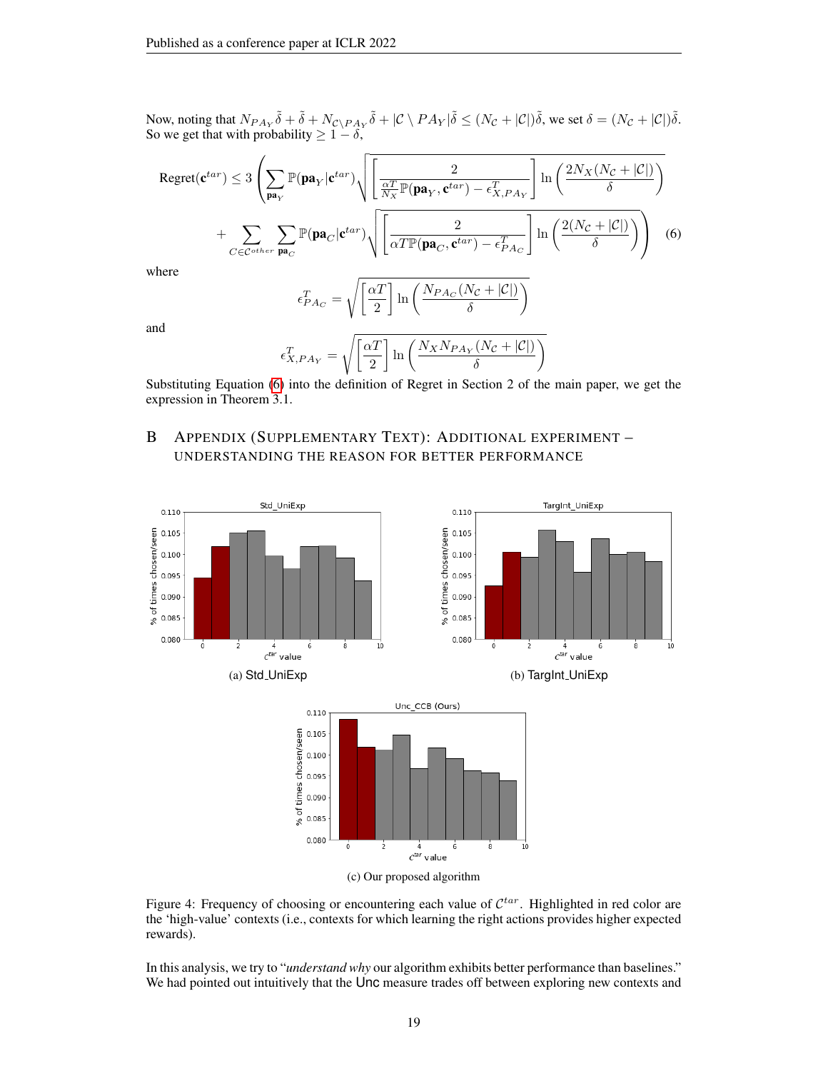Now, noting that $N_{PA_Y}\tilde{\delta} + \tilde{\delta} + N_{\mathcal{C}\setminus PA_Y}\tilde{\delta} + |\mathcal{C} \setminus PA_Y|\tilde{\delta} \leq (N_{\mathcal{C}} + |\mathcal{C}|)\tilde{\delta}$, we set $\delta = (N_{\mathcal{C}} + |\mathcal{C}|)\tilde{\delta}$. So we get that with probability $\geq 1 - \delta$,

$$
\begin{aligned}
\text{Regret}(\mathbf{c}^{tar}) \leq 3 \Bigg( & \sum_{\mathbf{pa}_Y} \mathbb{P}(\mathbf{pa}_Y | \mathbf{c}^{tar}) \sqrt{\left[ \frac{2}{\frac{\alpha T}{N_X}\mathbb{P}(\mathbf{pa}_Y, \mathbf{c}^{tar}) - \epsilon^T_{X,PA_Y}} \right] \ln\left( \frac{2N_X(N_{\mathcal{C}} + |\mathcal{C}|)}{\delta} \right)} \\
& + \sum_{C \in \mathcal{C}^{other}} \sum_{\mathbf{pa}_C} \mathbb{P}(\mathbf{pa}_C | \mathbf{c}^{tar}) \sqrt{\left[ \frac{2}{\alpha T \mathbb{P}(\mathbf{pa}_C, \mathbf{c}^{tar}) - \epsilon^T_{PA_C}} \right] \ln\left( \frac{2(N_{\mathcal{C}} + |\mathcal{C}|)}{\delta} \right)} \Bigg) \quad (6)
\end{aligned}
$$

where

$$
\epsilon^T_{PA_C} = \sqrt{\left[ \frac{\alpha T}{2} \right] \ln\left( \frac{N_{PA_C}(N_{\mathcal{C}} + |\mathcal{C}|)}{\delta} \right)}
$$

and

$$
\epsilon^T_{X,PA_Y} = \sqrt{\left[ \frac{\alpha T}{2} \right] \ln\left( \frac{N_X N_{PA_Y}(N_{\mathcal{C}} + |\mathcal{C}|)}{\delta} \right)}
$$

Substituting Equation (6) into the definition of Regret in Section 2 of the main paper, we get the expression in Theorem 3.1.

# B Appendix (Supplementary Text): Additional Experiment – Understanding the Reason for Better Performance

(a) Std_UniExp

(b) TargInt_UniExp

(c) Our proposed algorithm

Figure 4: Frequency of choosing or encountering each value of $\mathcal{C}^{tar}$. Highlighted in red color are the 'high-value' contexts (i.e., contexts for which learning the right actions provides higher expected rewards).

In this analysis, we try to "*understand why* our algorithm exhibits better performance than baselines." We had pointed out intuitively that the Unc measure trades off between exploring new contexts and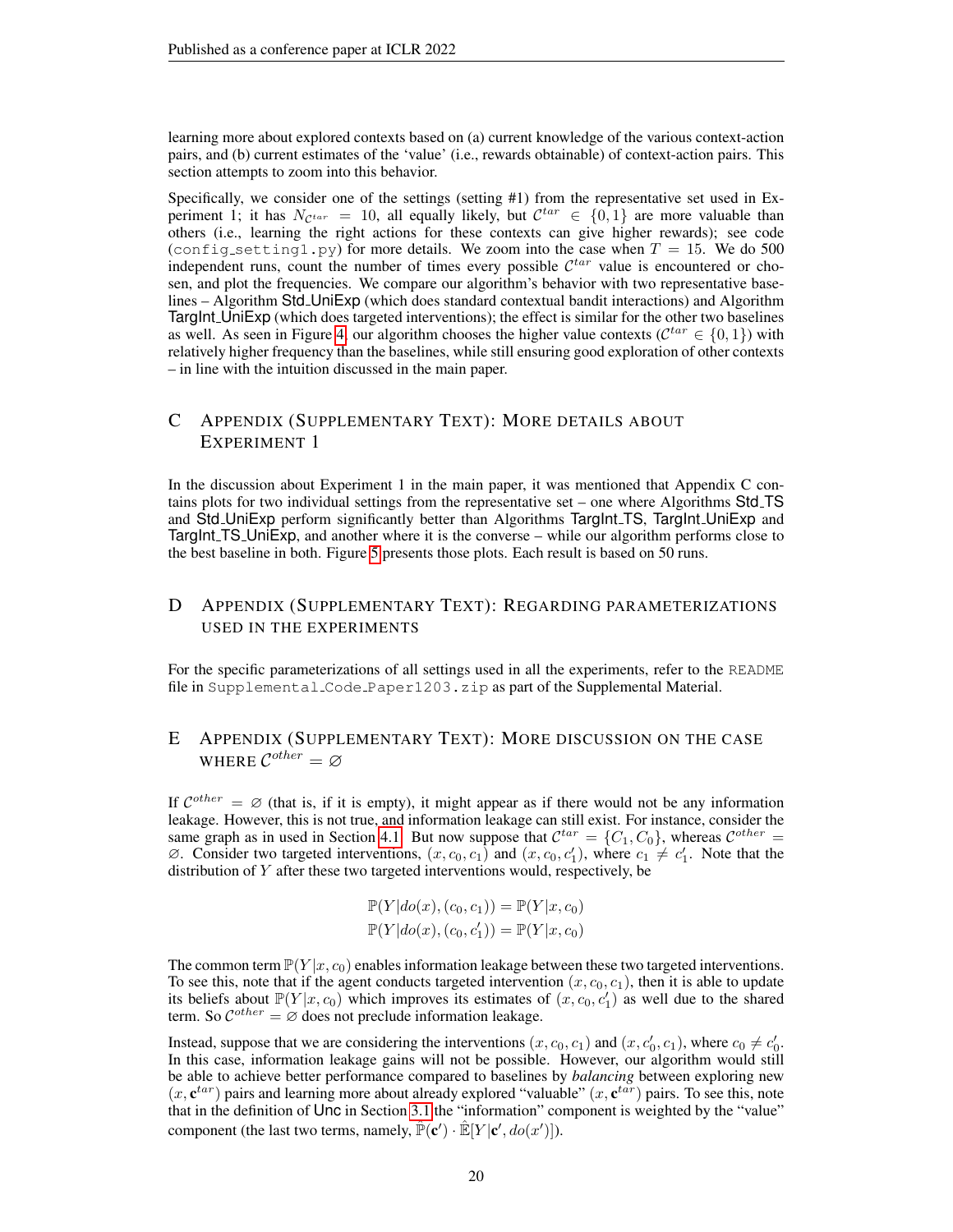learning more about explored contexts based on (a) current knowledge of the various context-action pairs, and (b) current estimates of the 'value' (i.e., rewards obtainable) of context-action pairs. This section attempts to zoom into this behavior.

Specifically, we consider one of the settings (setting #1) from the representative set used in Experiment 1; it has $N_{\mathcal{C}^{tar}} = 10$, all equally likely, but $\mathcal{C}^{tar} \in \{0, 1\}$ are more valuable than others (i.e., learning the right actions for these contexts can give higher rewards); see code (`config_setting1.py`) for more details. We zoom into the case when $T = 15$. We do 500 independent runs, count the number of times every possible $\mathcal{C}^{tar}$ value is encountered or chosen, and plot the frequencies. We compare our algorithm's behavior with two representative baselines – Algorithm Std_UniExp (which does standard contextual bandit interactions) and Algorithm TargInt_UniExp (which does targeted interventions); the effect is similar for the other two baselines as well. As seen in Figure 4, our algorithm chooses the higher value contexts ($\mathcal{C}^{tar} \in \{0, 1\}$) with relatively higher frequency than the baselines, while still ensuring good exploration of other contexts – in line with the intuition discussed in the main paper.

# C Appendix (Supplementary Text): More details about Experiment 1

In the discussion about Experiment 1 in the main paper, it was mentioned that Appendix C contains plots for two individual settings from the representative set – one where Algorithms Std_TS and Std_UniExp perform significantly better than Algorithms TargInt_TS, TargInt_UniExp and TargInt_TS_UniExp, and another where it is the converse – while our algorithm performs close to the best baseline in both. Figure 5 presents those plots. Each result is based on 50 runs.

# D Appendix (Supplementary Text): Regarding parameterizations used in the experiments

For the specific parameterizations of all settings used in all the experiments, refer to the `README` file in `Supplemental_Code_Paper1203.zip` as part of the Supplemental Material.

# E Appendix (Supplementary Text): More discussion on the case where $\mathcal{C}^{other} = \varnothing$

If $\mathcal{C}^{other} = \varnothing$ (that is, if it is empty), it might appear as if there would not be any information leakage. However, this is not true, and information leakage can still exist. For instance, consider the same graph as in used in Section 4.1. But now suppose that $\mathcal{C}^{tar} = \{C_1, C_0\}$, whereas $\mathcal{C}^{other} = \varnothing$. Consider two targeted interventions, $(x, c_0, c_1)$ and $(x, c_0, c_1')$, where $c_1 \neq c_1'$. Note that the distribution of $Y$ after these two targeted interventions would, respectively, be

$$\mathbb{P}(Y|do(x), (c_0, c_1)) = \mathbb{P}(Y|x, c_0)$$
$$\mathbb{P}(Y|do(x), (c_0, c_1')) = \mathbb{P}(Y|x, c_0)$$

The common term $\mathbb{P}(Y|x, c_0)$ enables information leakage between these two targeted interventions. To see this, note that if the agent conducts targeted intervention $(x, c_0, c_1)$, then it is able to update its beliefs about $\mathbb{P}(Y|x, c_0)$ which improves its estimates of $(x, c_0, c_1')$ as well due to the shared term. So $\mathcal{C}^{other} = \varnothing$ does not preclude information leakage.

Instead, suppose that we are considering the interventions $(x, c_0, c_1)$ and $(x, c_0', c_1)$, where $c_0 \neq c_0'$. In this case, information leakage gains will not be possible. However, our algorithm would still be able to achieve better performance compared to baselines by *balancing* between exploring new $(x, \mathbf{c}^{tar})$ pairs and learning more about already explored "valuable" $(x, \mathbf{c}^{tar})$ pairs. To see this, note that in the definition of Unc in Section 3.1 the "information" component is weighted by the "value" component (the last two terms, namely, $\hat{\mathbb{P}}(\mathbf{c}') \cdot \hat{\mathbb{E}}[Y|\mathbf{c}', do(x')]$).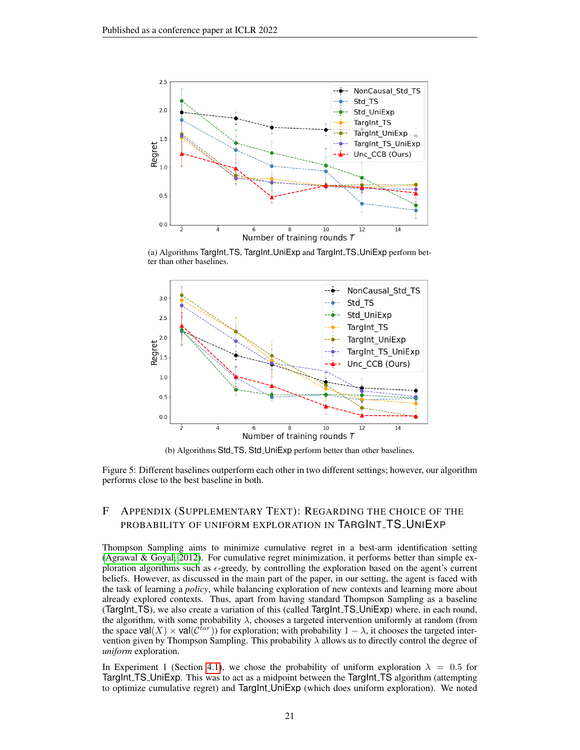(a) Algorithms TargInt_TS, TargInt_UniExp and TargInt_TS_UniExp perform better than other baselines.

(b) Algorithms Std_TS, Std_UniExp perform better than other baselines.

Figure 5: Different baselines outperform each other in two different settings; however, our algorithm performs close to the best baseline in both.

# F Appendix (Supplementary Text): Regarding the choice of the probability of uniform exploration in TargInt_TS_UniExp

Thompson Sampling aims to minimize cumulative regret in a best-arm identification setting (Agrawal & Goyal, 2012). For cumulative regret minimization, it performs better than simple exploration algorithms such as $\epsilon$-greedy, by controlling the exploration based on the agent's current beliefs. However, as discussed in the main part of the paper, in our setting, the agent is faced with the task of learning a *policy*, while balancing exploration of new contexts and learning more about already explored contexts. Thus, apart from having standard Thompson Sampling as a baseline (TargInt_TS), we also create a variation of this (called TargInt_TS_UniExp) where, in each round, the algorithm, with some probability $\lambda$, chooses a targeted intervention uniformly at random (from the space $\mathsf{val}(X) \times \mathsf{val}(\mathcal{C}^{tar})$) for exploration; with probability $1 - \lambda$, it chooses the targeted intervention given by Thompson Sampling. This probability $\lambda$ allows us to directly control the degree of *uniform* exploration.

In Experiment 1 (Section 4.1), we chose the probability of uniform exploration $\lambda = 0.5$ for TargInt_TS_UniExp. This was to act as a midpoint between the TargInt_TS algorithm (attempting to optimize cumulative regret) and TargInt_UniExp (which does uniform exploration). We noted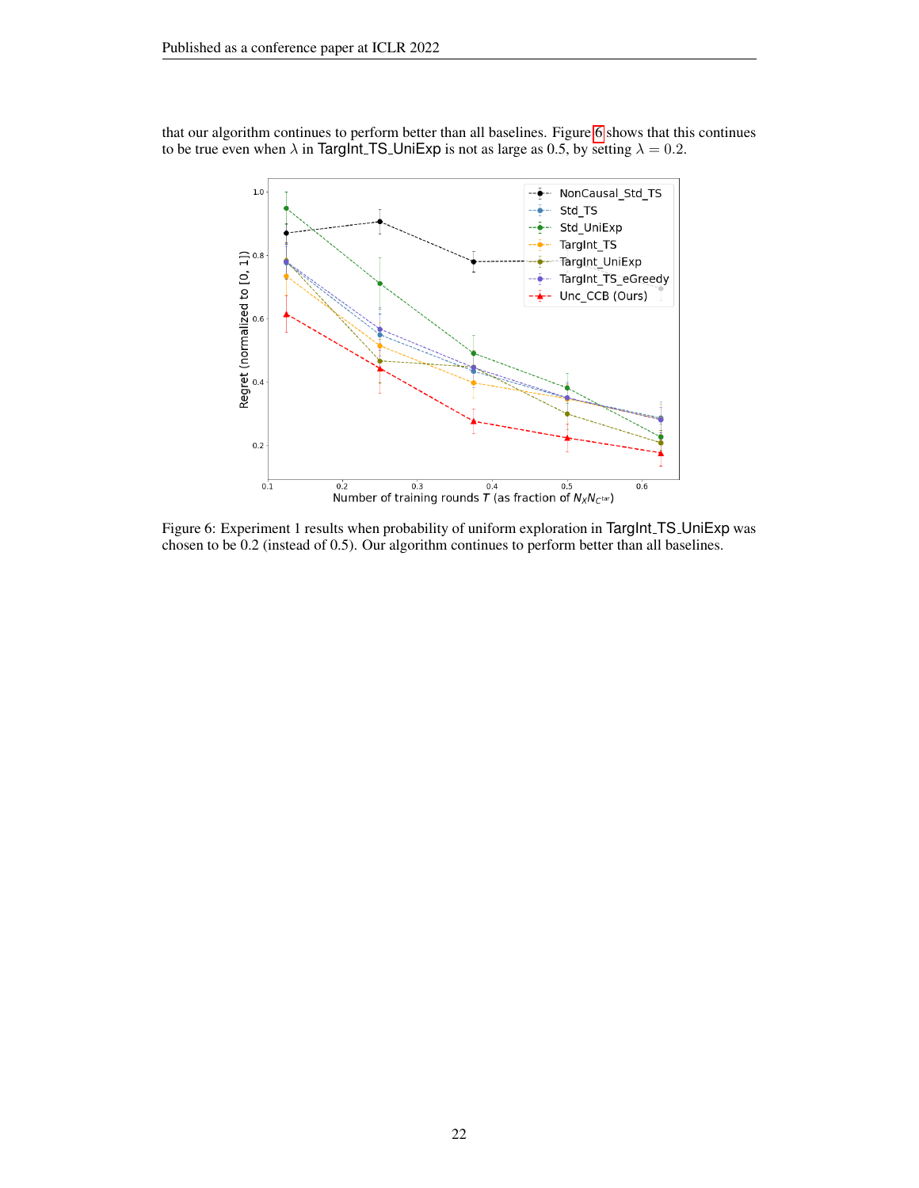that our algorithm continues to perform better than all baselines. Figure 6 shows that this continues to be true even when $\lambda$ in TargInt_TS_UniExp is not as large as 0.5, by setting $\lambda = 0.2$.

Regret (normalized to [0, 1])

Number of training rounds $T$ (as fraction of $N_x N_{C^{\text{tar}}}$)

1.0
0.8
0.6
0.4
0.2

0.1
0.2
0.3
0.4
0.5
0.6

NonCausal_Std_TS
Std_TS
Std_UniExp
TargInt_TS
TargInt_UniExp
TargInt_TS_eGreedy
Unc_CCB (Ours)

Figure 6: Experiment 1 results when probability of uniform exploration in TargInt_TS_UniExp was chosen to be 0.2 (instead of 0.5). Our algorithm continues to perform better than all baselines.